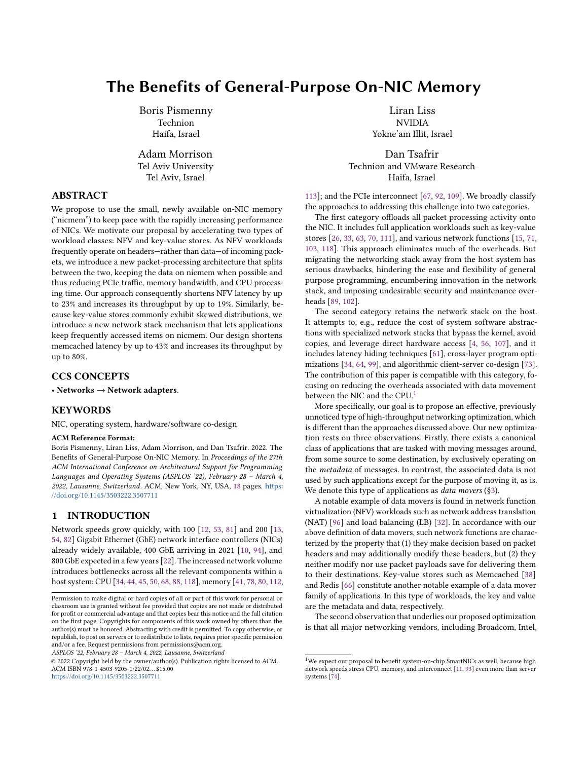# The Benefits of General-Purpose On-NIC Memory

Boris Pismenny
Technion
Haifa, Israel

Liran Liss
NVIDIA
Yokne'am Illit, Israel

Adam Morrison
Tel Aviv University
Tel Aviv, Israel

Dan Tsafrir
Technion and VMware Research
Haifa, Israel

## ABSTRACT

We propose to use the small, newly available on-NIC memory ("nicmem") to keep pace with the rapidly increasing performance of NICs. We motivate our proposal by accelerating two types of workload classes: NFV and key-value stores. As NFV workloads frequently operate on headers—rather than data—of incoming packets, we introduce a new packet-processing architecture that splits between the two, keeping the data on nicmem when possible and thus reducing PCIe traffic, memory bandwidth, and CPU processing time. Our approach consequently shortens NFV latency by up to 23% and increases its throughput by up to 19%. Similarly, because key-value stores commonly exhibit skewed distributions, we introduce a new network stack mechanism that lets applications keep frequently accessed items on nicmem. Our design shortens memcached latency by up to 43% and increases its throughput by up to 80%.

## CCS CONCEPTS

• **Networks → Network adapters**.

## KEYWORDS

NIC, operating system, hardware/software co-design

**ACM Reference Format:**
Boris Pismenny, Liran Liss, Adam Morrison, and Dan Tsafrir. 2022. The Benefits of General-Purpose On-NIC Memory. In *Proceedings of the 27th ACM International Conference on Architectural Support for Programming Languages and Operating Systems (ASPLOS '22), February 28 – March 4, 2022, Lausanne, Switzerland*. ACM, New York, NY, USA, 18 pages. https://doi.org/10.1145/3503222.3507711

## 1 INTRODUCTION

Network speeds grow quickly, with 100 [12, 53, 81] and 200 [13, 54, 82] Gigabit Ethernet (GbE) network interface controllers (NICs) already widely available, 400 GbE arriving in 2021 [10, 94], and 800 GbE expected in a few years [22]. The increased network volume introduces bottlenecks across all the relevant components within a host system: CPU [34, 44, 45, 50, 68, 88, 118], memory [41, 78, 80, 112, 113]; and the PCIe interconnect [67, 92, 109]. We broadly classify the approaches to addressing this challenge into two categories.

The first category offloads all packet processing activity onto the NIC. It includes full application workloads such as key-value stores [26, 33, 63, 70, 111], and various network functions [15, 71, 103, 118]. This approach eliminates much of the overheads. But migrating the networking stack away from the host system has serious drawbacks, hindering the ease and flexibility of general purpose programming, encumbering innovation in the network stack, and imposing undesirable security and maintenance overheads [89, 102].

The second category retains the network stack on the host. It attempts to, e.g., reduce the cost of system software abstractions with specialized network stacks that bypass the kernel, avoid copies, and leverage direct hardware access [4, 56, 107], and it includes latency hiding techniques [61], cross-layer program optimizations [34, 64, 99], and algorithmic client-server co-design [73]. The contribution of this paper is compatible with this category, focusing on reducing the overheads associated with data movement between the NIC and the CPU.[1]

More specifically, our goal is to propose an effective, previously unnoticed type of high-throughput networking optimization, which is different than the approaches discussed above. Our new optimization rests on three observations. Firstly, there exists a canonical class of applications that are tasked with moving messages around, from some source to some destination, by exclusively operating on the *metadata* of messages. In contrast, the associated data is not used by such applications except for the purpose of moving it, as is. We denote this type of applications as *data movers* (§3).

A notable example of data movers is found in network function virtualization (NFV) workloads such as network address translation (NAT) [96] and load balancing (LB) [32]. In accordance with our above definition of data movers, such network functions are characterized by the property that (1) they make decision based on packet headers and may additionally modify these headers, but (2) they neither modify nor use packet payloads save for delivering them to their destinations. Key-value stores such as Memcached [38] and Redis [66] constitute another notable example of a data mover family of applications. In this type of workloads, the key and value are the metadata and data, respectively.

The second observation that underlies our proposed optimization is that all major networking vendors, including Broadcom, Intel,

---

[1] We expect our proposal to benefit system-on-chip SmartNICs as well, because high network speeds stress CPU, memory, and interconnect [11, 93] even more than server systems [74].

---

Permission to make digital or hard copies of all or part of this work for personal or classroom use is granted without fee provided that copies are not made or distributed for profit or commercial advantage and that copies bear this notice and the full citation on the first page. Copyrights for components of this work owned by others than the author(s) must be honored. Abstracting with credit is permitted. To copy otherwise, or republish, to post on servers or to redistribute to lists, requires prior specific permission and/or a fee. Request permissions from permissions@acm.org.
*ASPLOS '22, February 28 – March 4, 2022, Lausanne, Switzerland*
© 2022 Copyright held by the owner/author(s). Publication rights licensed to ACM.
ACM ISBN 978-1-4503-9205-1/22/02...$15.00
https://doi.org/10.1145/3503222.3507711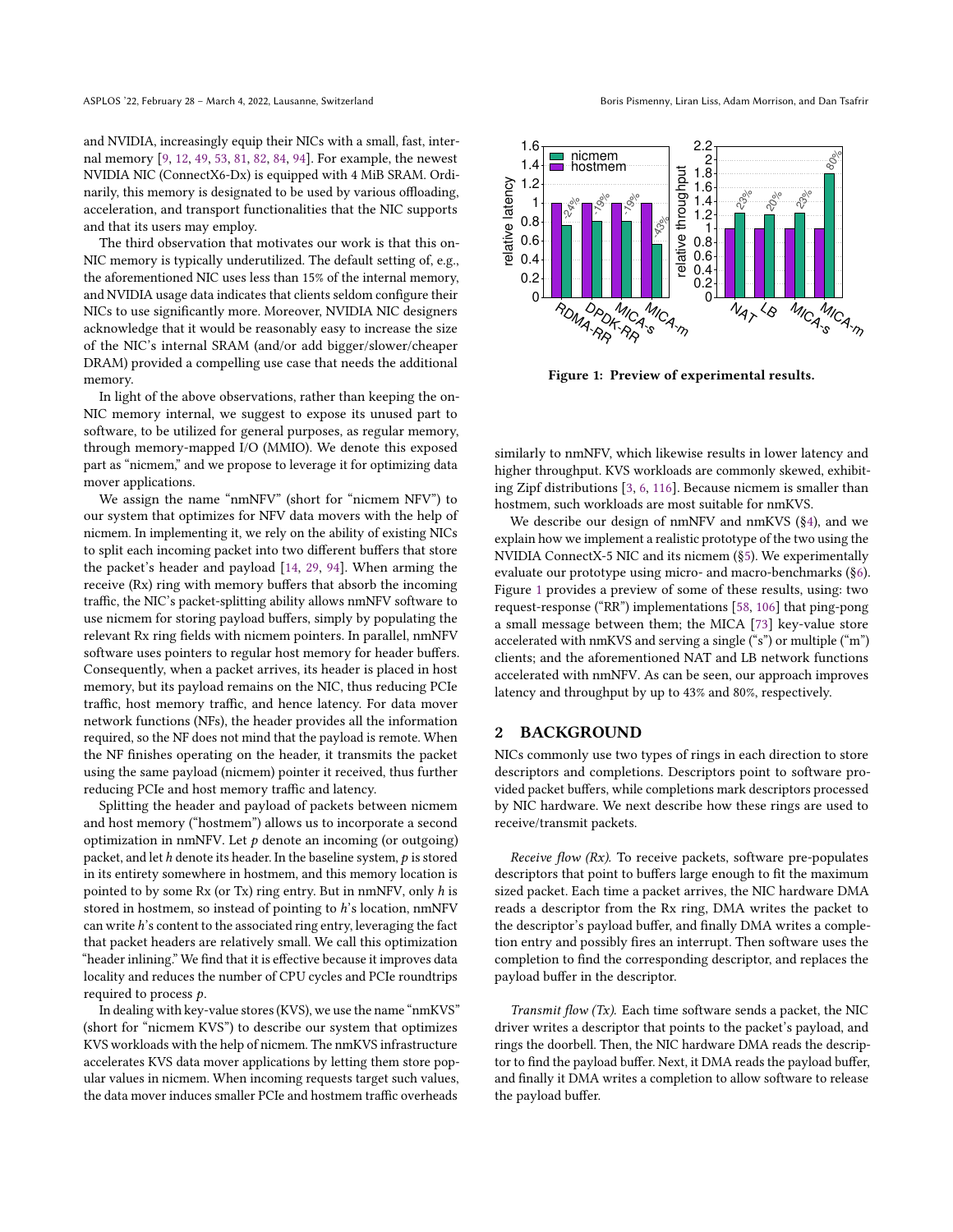and NVIDIA, increasingly equip their NICs with a small, fast, internal memory [9, 12, 49, 53, 81, 82, 84, 94]. For example, the newest NVIDIA NIC (ConnectX6-Dx) is equipped with 4 MiB SRAM. Ordinarily, this memory is designated to be used by various offloading, acceleration, and transport functionalities that the NIC supports and that its users may employ.

The third observation that motivates our work is that this on-NIC memory is typically underutilized. The default setting of, e.g., the aforementioned NIC uses less than 15% of the internal memory, and NVIDIA usage data indicates that clients seldom configure their NICs to use significantly more. Moreover, NVIDIA NIC designers acknowledge that it would be reasonably easy to increase the size of the NIC's internal SRAM (and/or add bigger/slower/cheaper DRAM) provided a compelling use case that needs the additional memory.

In light of the above observations, rather than keeping the on-NIC memory internal, we suggest to expose its unused part to software, to be utilized for general purposes, as regular memory, through memory-mapped I/O (MMIO). We denote this exposed part as "nicmem," and we propose to leverage it for optimizing data mover applications.

We assign the name "nmNFV" (short for "nicmem NFV") to our system that optimizes for NFV data movers with the help of nicmem. In implementing it, we rely on the ability of existing NICs to split each incoming packet into two different buffers that store the packet's header and payload [14, 29, 94]. When arming the receive (Rx) ring with memory buffers that absorb the incoming traffic, the NIC's packet-splitting ability allows nmNFV software to use nicmem for storing payload buffers, simply by populating the relevant Rx ring fields with nicmem pointers. In parallel, nmNFV software uses pointers to regular host memory for header buffers. Consequently, when a packet arrives, its header is placed in host memory, but its payload remains on the NIC, thus reducing PCIe traffic, host memory traffic, and hence latency. For data mover network functions (NFs), the header provides all the information required, so the NF does not mind that the payload is remote. When the NF finishes operating on the header, it transmits the packet using the same payload (nicmem) pointer it received, thus further reducing PCIe and host memory traffic and latency.

Splitting the header and payload of packets between nicmem and host memory ("hostmem") allows us to incorporate a second optimization in nmNFV. Let $p$ denote an incoming (or outgoing) packet, and let $h$ denote its header. In the baseline system, $p$ is stored in its entirety somewhere in hostmem, and this memory location is pointed to by some Rx (or Tx) ring entry. But in nmNFV, only $h$ is stored in hostmem, so instead of pointing to $h$'s location, nmNFV can write $h$'s content to the associated ring entry, leveraging the fact that packet headers are relatively small. We call this optimization "header inlining." We find that it is effective because it improves data locality and reduces the number of CPU cycles and PCIe roundtrips required to process $p$.

In dealing with key-value stores (KVS), we use the name "nmKVS" (short for "nicmem KVS") to describe our system that optimizes KVS workloads with the help of nicmem. The nmKVS infrastructure accelerates KVS data mover applications by letting them store popular values in nicmem. When incoming requests target such values, the data mover induces smaller PCIe and hostmem traffic overheads similarly to nmNFV, which likewise results in lower latency and higher throughput. KVS workloads are commonly skewed, exhibiting Zipf distributions [3, 6, 116]. Because nicmem is smaller than hostmem, such workloads are most suitable for nmKVS.

Figure 1: Preview of experimental results.

We describe our design of nmNFV and nmKVS (§4), and we explain how we implement a realistic prototype of the two using the NVIDIA ConnectX-5 NIC and its nicmem (§5). We experimentally evaluate our prototype using micro- and macro-benchmarks (§6). Figure 1 provides a preview of some of these results, using: two request-response ("RR") implementations [58, 106] that ping-pong a small message between them; the MICA [73] key-value store accelerated with nmKVS and serving a single ("s") or multiple ("m") clients; and the aforementioned NAT and LB network functions accelerated with nmNFV. As can be seen, our approach improves latency and throughput by up to 43% and 80%, respectively.

## 2 BACKGROUND

NICs commonly use two types of rings in each direction to store descriptors and completions. Descriptors point to software provided packet buffers, while completions mark descriptors processed by NIC hardware. We next describe how these rings are used to receive/transmit packets.

*Receive flow (Rx).* To receive packets, software pre-populates descriptors that point to buffers large enough to fit the maximum sized packet. Each time a packet arrives, the NIC hardware DMA reads a descriptor from the Rx ring, DMA writes the packet to the descriptor's payload buffer, and finally DMA writes a completion entry and possibly fires an interrupt. Then software uses the completion to find the corresponding descriptor, and replaces the payload buffer in the descriptor.

*Transmit flow (Tx).* Each time software sends a packet, the NIC driver writes a descriptor that points to the packet's payload, and rings the doorbell. Then, the NIC hardware DMA reads the descriptor to find the payload buffer. Next, it DMA reads the payload buffer, and finally it DMA writes a completion to allow software to release the payload buffer.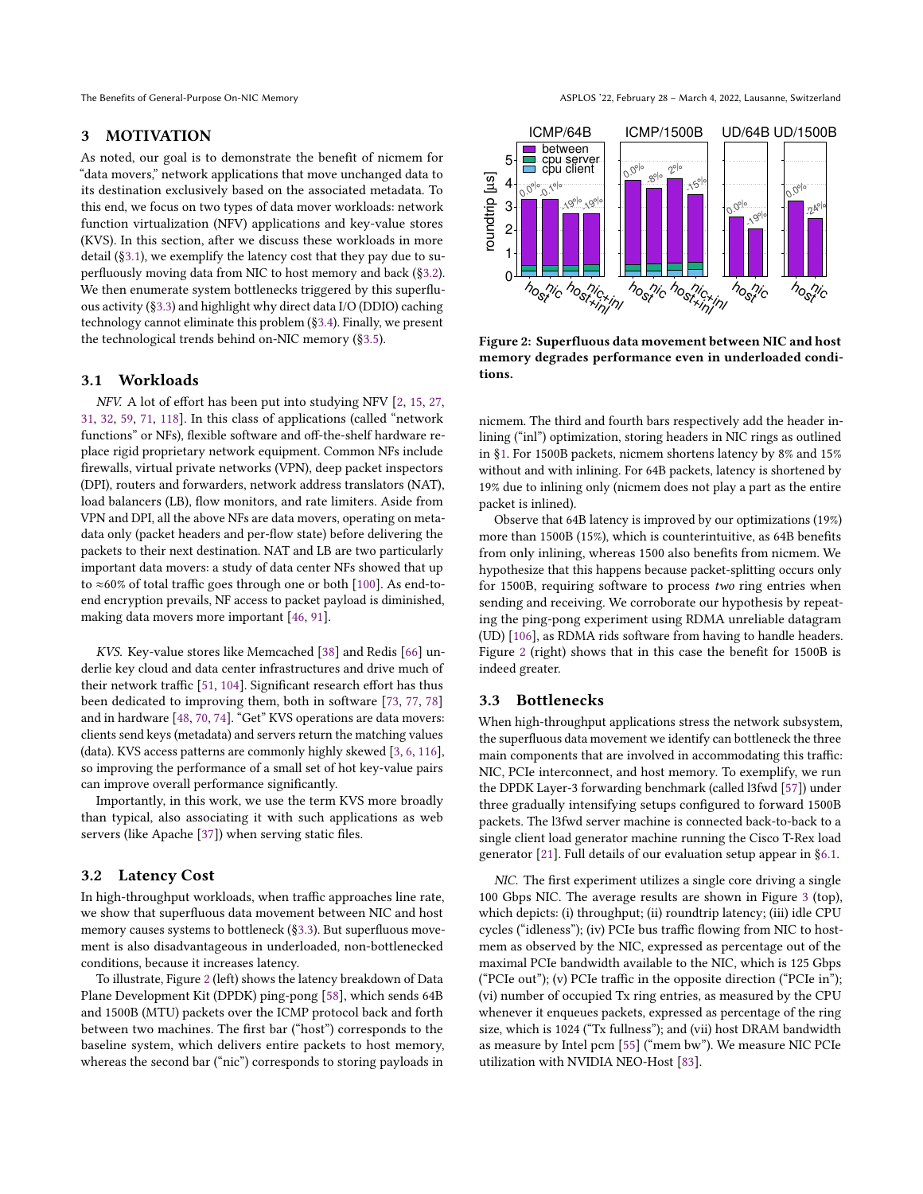## 3 MOTIVATION

As noted, our goal is to demonstrate the benefit of nicmem for "data movers," network applications that move unchanged data to its destination exclusively based on the associated metadata. To this end, we focus on two types of data mover workloads: network function virtualization (NFV) applications and key-value stores (KVS). In this section, after we discuss these workloads in more detail (§3.1), we exemplify the latency cost that they pay due to superfluously moving data from NIC to host memory and back (§3.2). We then enumerate system bottlenecks triggered by this superfluous activity (§3.3) and highlight why direct data I/O (DDIO) caching technology cannot eliminate this problem (§3.4). Finally, we present the technological trends behind on-NIC memory (§3.5).

### 3.1 Workloads

*NFV.* A lot of effort has been put into studying NFV [2, 15, 27, 31, 32, 59, 71, 118]. In this class of applications (called "network functions" or NFs), flexible software and off-the-shelf hardware replace rigid proprietary network equipment. Common NFs include firewalls, virtual private networks (VPN), deep packet inspectors (DPI), routers and forwarders, network address translators (NAT), load balancers (LB), flow monitors, and rate limiters. Aside from VPN and DPI, all the above NFs are data movers, operating on metadata only (packet headers and per-flow state) before delivering the packets to their next destination. NAT and LB are two particularly important data movers: a study of data center NFs showed that up to ≈60% of total traffic goes through one or both [100]. As end-to-end encryption prevails, NF access to packet payload is diminished, making data movers more important [46, 91].

*KVS.* Key-value stores like Memcached [38] and Redis [66] underlie key cloud and data center infrastructures and drive much of their network traffic [51, 104]. Significant research effort has thus been dedicated to improving them, both in software [73, 77, 78] and in hardware [48, 70, 74]. "Get" KVS operations are data movers: clients send keys (metadata) and servers return the matching values (data). KVS access patterns are commonly highly skewed [3, 6, 116], so improving the performance of a small set of hot key-value pairs can improve overall performance significantly.

Importantly, in this work, we use the term KVS more broadly than typical, also associating it with such applications as web servers (like Apache [37]) when serving static files.

### 3.2 Latency Cost

In high-throughput workloads, when traffic approaches line rate, we show that superfluous data movement between NIC and host memory causes systems to bottleneck (§3.3). But superfluous movement is also disadvantageous in underloaded, non-bottlenecked conditions, because it increases latency.

To illustrate, Figure 2 (left) shows the latency breakdown of Data Plane Development Kit (DPDK) ping-pong [58], which sends 64B and 1500B (MTU) packets over the ICMP protocol back and forth between two machines. The first bar ("host") corresponds to the baseline system, which delivers entire packets to host memory, whereas the second bar ("nic") corresponds to storing payloads in nicmem. The third and fourth bars respectively add the header inlining ("inl") optimization, storing headers in NIC rings as outlined in §1. For 1500B packets, nicmem shortens latency by 8% and 15% without and with inlining. For 64B packets, latency is shortened by 19% due to inlining only (nicmem does not play a part as the entire packet is inlined).

**Figure 2: Superfluous data movement between NIC and host memory degrades performance even in underloaded conditions.**

Observe that 64B latency is improved by our optimizations (19%) more than 1500B (15%), which is counterintuitive, as 64B benefits from only inlining, whereas 1500 also benefits from nicmem. We hypothesize that this happens because packet-splitting occurs only for 1500B, requiring software to process *two* ring entries when sending and receiving. We corroborate our hypothesis by repeating the ping-pong experiment using RDMA unreliable datagram (UD) [106], as RDMA rids software from having to handle headers. Figure 2 (right) shows that in this case the benefit for 1500B is indeed greater.

### 3.3 Bottlenecks

When high-throughput applications stress the network subsystem, the superfluous data movement we identify can bottleneck the three main components that are involved in accommodating this traffic: NIC, PCIe interconnect, and host memory. To exemplify, we run the DPDK Layer-3 forwarding benchmark (called l3fwd [57]) under three gradually intensifying setups configured to forward 1500B packets. The l3fwd server machine is connected back-to-back to a single client load generator machine running the Cisco T-Rex load generator [21]. Full details of our evaluation setup appear in §6.1.

*NIC.* The first experiment utilizes a single core driving a single 100 Gbps NIC. The average results are shown in Figure 3 (top), which depicts: (i) throughput; (ii) roundtrip latency; (iii) idle CPU cycles ("idleness"); (iv) PCIe bus traffic flowing from NIC to host-mem as observed by the NIC, expressed as percentage out of the maximal PCIe bandwidth available to the NIC, which is 125 Gbps ("PCIe out"); (v) PCIe traffic in the opposite direction ("PCIe in"); (vi) number of occupied Tx ring entries, as measured by the CPU whenever it enqueues packets, expressed as percentage of the ring size, which is 1024 ("Tx fullness"); and (vii) host DRAM bandwidth as measure by Intel pcm [55] ("mem bw"). We measure NIC PCIe utilization with NVIDIA NEO-Host [83].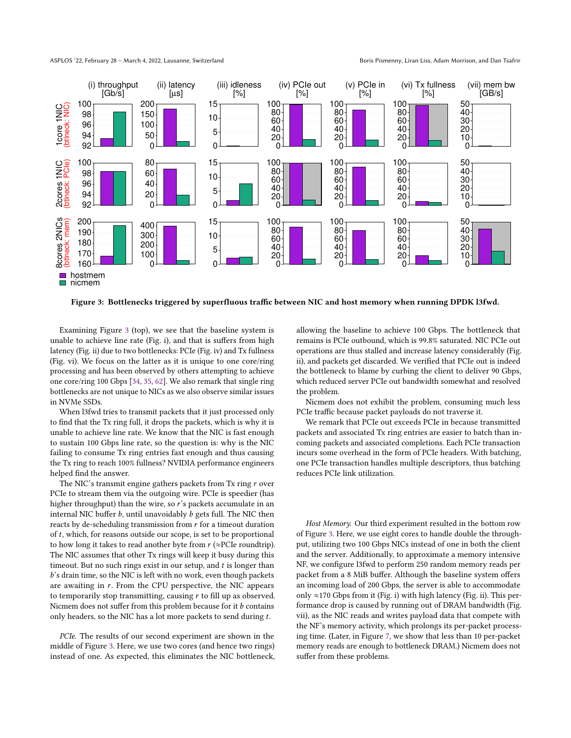Figure 3: Bottlenecks triggered by superfluous traffic between NIC and host memory when running DPDK l3fwd.

Examining Figure 3 (top), we see that the baseline system is unable to achieve line rate (Fig. i), and that is suffers from high latency (Fig. ii) due to two bottlenecks: PCIe (Fig. iv) and Tx fullness (Fig. vi). We focus on the latter as it is unique to one core/ring processing and has been observed by others attempting to achieve one core/ring 100 Gbps [34, 35, 62]. We also remark that single ring bottlenecks are not unique to NICs as we also observe similar issues in NVMe SSDs.

When l3fwd tries to transmit packets that it just processed only to find that the Tx ring full, it drops the packets, which is why it is unable to achieve line rate. We know that the NIC is fast enough to sustain 100 Gbps line rate, so the question is: why is the NIC failing to consume Tx ring entries fast enough and thus causing the Tx ring to reach 100% fullness? NVIDIA performance engineers helped find the answer.

The NIC's transmit engine gathers packets from Tx ring $r$ over PCIe to stream them via the outgoing wire. PCIe is speedier (has higher throughput) than the wire, so $r$'s packets accumulate in an internal NIC buffer $b$, until unavoidably $b$ gets full. The NIC then reacts by de-scheduling transmission from $r$ for a timeout duration of $t$, which, for reasons outside our scope, is set to be proportional to how long it takes to read another byte from $r$ (≈PCIe roundtrip). The NIC assumes that other Tx rings will keep it busy during this timeout. But no such rings exist in our setup, and $t$ is longer than $b$'s drain time, so the NIC is left with no work, even though packets are awaiting in $r$. From the CPU perspective, the NIC appears to temporarily stop transmitting, causing $r$ to fill up as observed. Nicmem does not suffer from this problem because for it $b$ contains only headers, so the NIC has a lot more packets to send during $t$.

*PCIe.* The results of our second experiment are shown in the middle of Figure 3. Here, we use two cores (and hence two rings) instead of one. As expected, this eliminates the NIC bottleneck, allowing the baseline to achieve 100 Gbps. The bottleneck that remains is PCIe outbound, which is 99.8% saturated. NIC PCIe out operations are thus stalled and increase latency considerably (Fig. ii), and packets get discarded. We verified that PCIe out is indeed the bottleneck to blame by curbing the client to deliver 90 Gbps, which reduced server PCIe out bandwidth somewhat and resolved the problem.

Nicmem does not exhibit the problem, consuming much less PCIe traffic because packet payloads do not traverse it.

We remark that PCIe out exceeds PCIe in because transmitted packets and associated Tx ring entries are easier to batch than incoming packets and associated completions. Each PCIe transaction incurs some overhead in the form of PCIe headers. With batching, one PCIe transaction handles multiple descriptors, thus batching reduces PCIe link utilization.

*Host Memory.* Our third experiment resulted in the bottom row of Figure 3. Here, we use eight cores to handle double the throughput, utilizing two 100 Gbps NICs instead of one in both the client and the server. Additionally, to approximate a memory intensive NF, we configure l3fwd to perform 250 random memory reads per packet from a 8 MiB buffer. Although the baseline system offers an incoming load of 200 Gbps, the server is able to accommodate only ≈170 Gbps from it (Fig. i) with high latency (Fig. ii). This performance drop is caused by running out of DRAM bandwidth (Fig. vii), as the NIC reads and writes payload data that compete with the NF's memory activity, which prolongs its per-packet processing time. (Later, in Figure 7, we show that less than 10 per-packet memory reads are enough to bottleneck DRAM.) Nicmem does not suffer from these problems.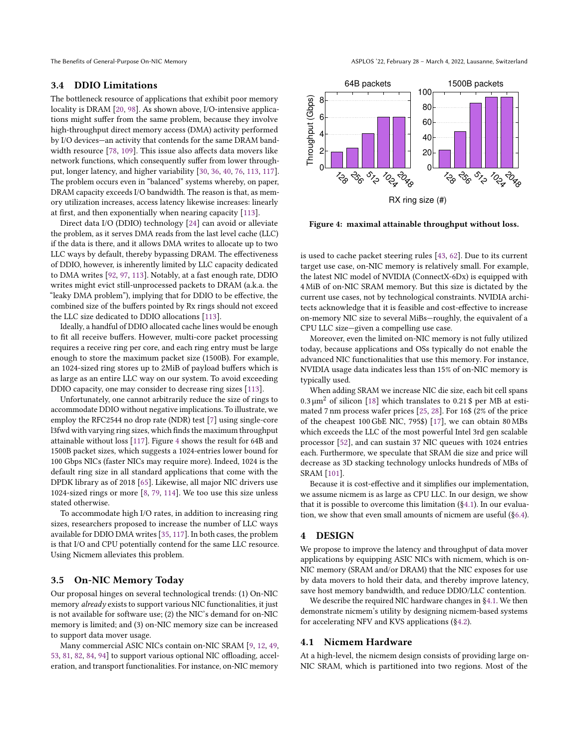### 3.4 DDIO Limitations

The bottleneck resource of applications that exhibit poor memory locality is DRAM [20, 98]. As shown above, I/O-intensive applications might suffer from the same problem, because they involve high-throughput direct memory access (DMA) activity performed by I/O devices—an activity that contends for the same DRAM bandwidth resource [78, 109]. This issue also affects data movers like network functions, which consequently suffer from lower throughput, longer latency, and higher variability [30, 36, 40, 76, 113, 117]. The problem occurs even in "balanced" systems whereby, on paper, DRAM capacity exceeds I/O bandwidth. The reason is that, as memory utilization increases, access latency likewise increases: linearly at first, and then exponentially when nearing capacity [113].

Direct data I/O (DDIO) technology [24] can avoid or alleviate the problem, as it serves DMA reads from the last level cache (LLC) if the data is there, and it allows DMA writes to allocate up to two LLC ways by default, thereby bypassing DRAM. The effectiveness of DDIO, however, is inherently limited by LLC capacity dedicated to DMA writes [92, 97, 113]. Notably, at a fast enough rate, DDIO writes might evict still-unprocessed packets to DRAM (a.k.a. the "leaky DMA problem"), implying that for DDIO to be effective, the combined size of the buffers pointed by Rx rings should not exceed the LLC size dedicated to DDIO allocations [113].

Ideally, a handful of DDIO allocated cache lines would be enough to fit all receive buffers. However, multi-core packet processing requires a receive ring per core, and each ring entry must be large enough to store the maximum packet size (1500B). For example, an 1024-sized ring stores up to 2MiB of payload buffers which is as large as an entire LLC way on our system. To avoid exceeding DDIO capacity, one may consider to decrease ring sizes [113].

Unfortunately, one cannot arbitrarily reduce the size of rings to accommodate DDIO without negative implications. To illustrate, we employ the RFC2544 no drop rate (NDR) test [7] using single-core l3fwd with varying ring sizes, which finds the maximum throughput attainable without loss [117]. Figure 4 shows the result for 64B and 1500B packet sizes, which suggests a 1024-entries lower bound for 100 Gbps NICs (faster NICs may require more). Indeed, 1024 is the default ring size in all standard applications that come with the DPDK library as of 2018 [65]. Likewise, all major NIC drivers use 1024-sized rings or more [8, 79, 114]. We too use this size unless stated otherwise.

To accommodate high I/O rates, in addition to increasing ring sizes, researchers proposed to increase the number of LLC ways available for DDIO DMA writes [35, 117]. In both cases, the problem is that I/O and CPU potentially contend for the same LLC resource. Using Nicmem alleviates this problem.

### 3.5 On-NIC Memory Today

Our proposal hinges on several technological trends: (1) On-NIC memory *already* exists to support various NIC functionalities, it just is not available for software use; (2) the NIC's demand for on-NIC memory is limited; and (3) on-NIC memory size can be increased to support data mover usage.

Many commercial ASIC NICs contain on-NIC SRAM [9, 12, 49, 53, 81, 82, 84, 94] to support various optional NIC offloading, acceleration, and transport functionalities. For instance, on-NIC memory

**Figure 4: maximal attainable throughput without loss.**

is used to cache packet steering rules [43, 62]. Due to its current target use case, on-NIC memory is relatively small. For example, the latest NIC model of NVIDIA (ConnectX-6Dx) is equipped with 4 MiB of on-NIC SRAM memory. But this size is dictated by the current use cases, not by technological constraints. NVIDIA architects acknowledge that it is feasible and cost-effective to increase on-memory NIC size to several MiBs—roughly, the equivalent of a CPU LLC size—given a compelling use case.

Moreover, even the limited on-NIC memory is not fully utilized today, because applications and OSs typically do not enable the advanced NIC functionalities that use this memory. For instance, NVIDIA usage data indicates less than 15% of on-NIC memory is typically used.

When adding SRAM we increase NIC die size, each bit cell spans $0.3\,\mu m^2$ of silicon [18] which translates to 0.21 $ per MB at estimated 7 nm process wafer prices [25, 28]. For 16$ (2% of the price of the cheapest 100 GbE NIC, 795$) [17], we can obtain 80 MBs which exceeds the LLC of the most powerful Intel 3rd gen scalable processor [52], and can sustain 37 NIC queues with 1024 entries each. Furthermore, we speculate that SRAM die size and price will decrease as 3D stacking technology unlocks hundreds of MBs of SRAM [101].

Because it is cost-effective and it simplifies our implementation, we assume nicmem is as large as CPU LLC. In our design, we show that it is possible to overcome this limitation (§4.1). In our evaluation, we show that even small amounts of nicmem are useful (§6.4).

## 4 DESIGN

We propose to improve the latency and throughput of data mover applications by equipping ASIC NICs with nicmem, which is on-NIC memory (SRAM and/or DRAM) that the NIC exposes for use by data movers to hold their data, and thereby improve latency, save host memory bandwidth, and reduce DDIO/LLC contention.

We describe the required NIC hardware changes in §4.1. We then demonstrate nicmem's utility by designing nicmem-based systems for accelerating NFV and KVS applications (§4.2).

### 4.1 Nicmem Hardware

At a high-level, the nicmem design consists of providing large on-NIC SRAM, which is partitioned into two regions. Most of the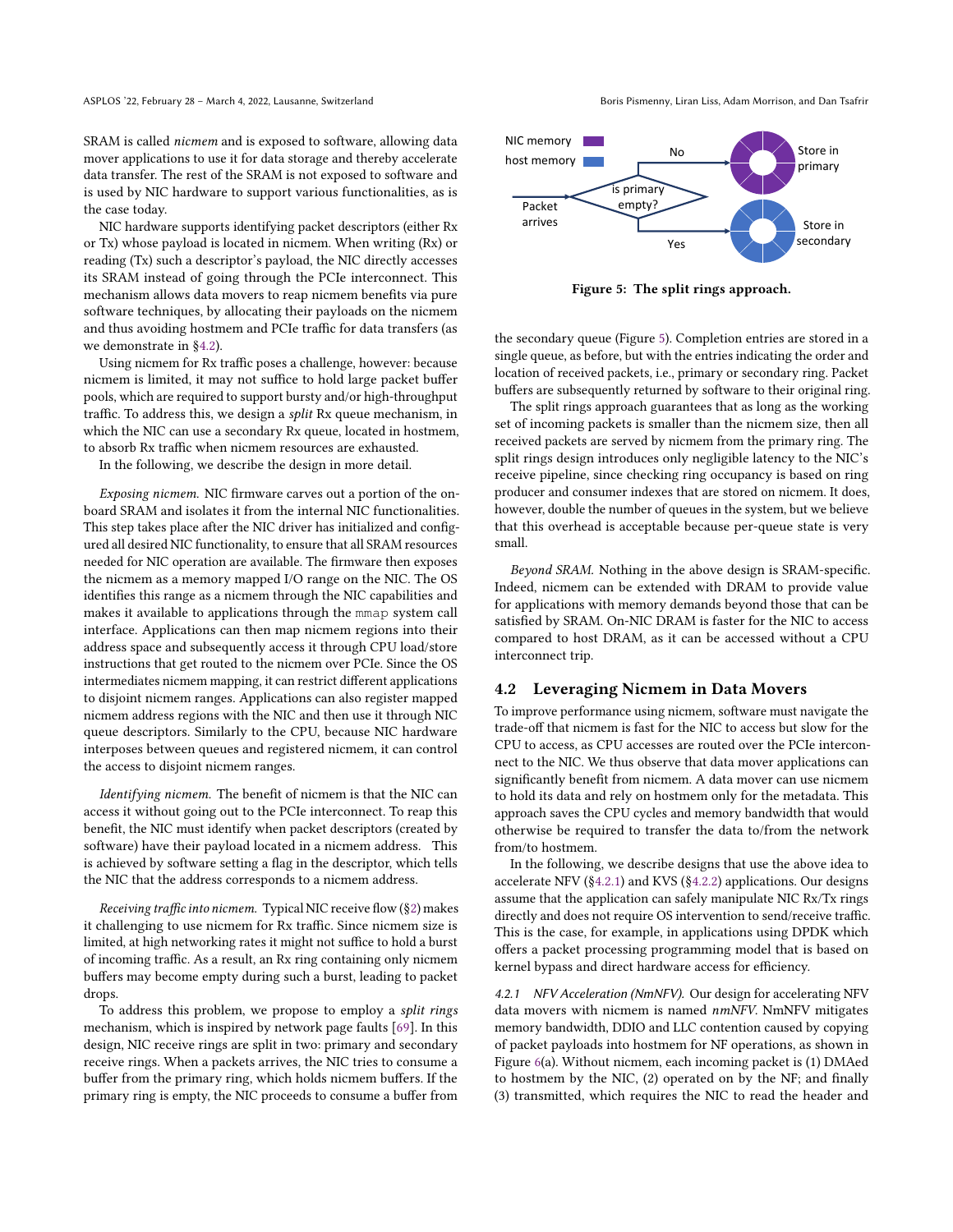SRAM is called *nicmem* and is exposed to software, allowing data mover applications to use it for data storage and thereby accelerate data transfer. The rest of the SRAM is not exposed to software and is used by NIC hardware to support various functionalities, as is the case today.

NIC hardware supports identifying packet descriptors (either Rx or Tx) whose payload is located in nicmem. When writing (Rx) or reading (Tx) such a descriptor's payload, the NIC directly accesses its SRAM instead of going through the PCIe interconnect. This mechanism allows data movers to reap nicmem benefits via pure software techniques, by allocating their payloads on the nicmem and thus avoiding hostmem and PCIe traffic for data transfers (as we demonstrate in §4.2).

Using nicmem for Rx traffic poses a challenge, however: because nicmem is limited, it may not suffice to hold large packet buffer pools, which are required to support bursty and/or high-throughput traffic. To address this, we design a *split* Rx queue mechanism, in which the NIC can use a secondary Rx queue, located in hostmem, to absorb Rx traffic when nicmem resources are exhausted.

In the following, we describe the design in more detail.

*Exposing nicmem.* NIC firmware carves out a portion of the on-board SRAM and isolates it from the internal NIC functionalities. This step takes place after the NIC driver has initialized and configured all desired NIC functionality, to ensure that all SRAM resources needed for NIC operation are available. The firmware then exposes the nicmem as a memory mapped I/O range on the NIC. The OS identifies this range as a nicmem through the NIC capabilities and makes it available to applications through the `mmap` system call interface. Applications can then map nicmem regions into their address space and subsequently access it through CPU load/store instructions that get routed to the nicmem over PCIe. Since the OS intermediates nicmem mapping, it can restrict different applications to disjoint nicmem ranges. Applications can also register mapped nicmem address regions with the NIC and then use it through NIC queue descriptors. Similarly to the CPU, because NIC hardware interposes between queues and registered nicmem, it can control the access to disjoint nicmem ranges.

*Identifying nicmem.* The benefit of nicmem is that the NIC can access it without going out to the PCIe interconnect. To reap this benefit, the NIC must identify when packet descriptors (created by software) have their payload located in a nicmem address. This is achieved by software setting a flag in the descriptor, which tells the NIC that the address corresponds to a nicmem address.

*Receiving traffic into nicmem.* Typical NIC receive flow (§2) makes it challenging to use nicmem for Rx traffic. Since nicmem size is limited, at high networking rates it might not suffice to hold a burst of incoming traffic. As a result, an Rx ring containing only nicmem buffers may become empty during such a burst, leading to packet drops.

To address this problem, we propose to employ a *split rings* mechanism, which is inspired by network page faults [69]. In this design, NIC receive rings are split in two: primary and secondary receive rings. When a packets arrives, the NIC tries to consume a buffer from the primary ring, which holds nicmem buffers. If the primary ring is empty, the NIC proceeds to consume a buffer from the secondary queue (Figure 5). Completion entries are stored in a single queue, as before, but with the entries indicating the order and location of received packets, i.e., primary or secondary ring. Packet buffers are subsequently returned by software to their original ring.

Figure 5: The split rings approach.

The split rings approach guarantees that as long as the working set of incoming packets is smaller than the nicmem size, then all received packets are served by nicmem from the primary ring. The split rings design introduces only negligible latency to the NIC's receive pipeline, since checking ring occupancy is based on ring producer and consumer indexes that are stored on nicmem. It does, however, double the number of queues in the system, but we believe that this overhead is acceptable because per-queue state is very small.

*Beyond SRAM.* Nothing in the above design is SRAM-specific. Indeed, nicmem can be extended with DRAM to provide value for applications with memory demands beyond those that can be satisfied by SRAM. On-NIC DRAM is faster for the NIC to access compared to host DRAM, as it can be accessed without a CPU interconnect trip.

## 4.2 Leveraging Nicmem in Data Movers

To improve performance using nicmem, software must navigate the trade-off that nicmem is fast for the NIC to access but slow for the CPU to access, as CPU accesses are routed over the PCIe interconnect to the NIC. We thus observe that data mover applications can significantly benefit from nicmem. A data mover can use nicmem to hold its data and rely on hostmem only for the metadata. This approach saves the CPU cycles and memory bandwidth that would otherwise be required to transfer the data to/from the network from/to hostmem.

In the following, we describe designs that use the above idea to accelerate NFV (§4.2.1) and KVS (§4.2.2) applications. Our designs assume that the application can safely manipulate NIC Rx/Tx rings directly and does not require OS intervention to send/receive traffic. This is the case, for example, in applications using DPDK which offers a packet processing programming model that is based on kernel bypass and direct hardware access for efficiency.

### 4.2.1 NFV Acceleration (NmNFV).

Our design for accelerating NFV data movers with nicmem is named *nmNFV*. NmNFV mitigates memory bandwidth, DDIO and LLC contention caused by copying of packet payloads into hostmem for NF operations, as shown in Figure 6(a). Without nicmem, each incoming packet is (1) DMAed to hostmem by the NIC, (2) operated on by the NF; and finally (3) transmitted, which requires the NIC to read the header and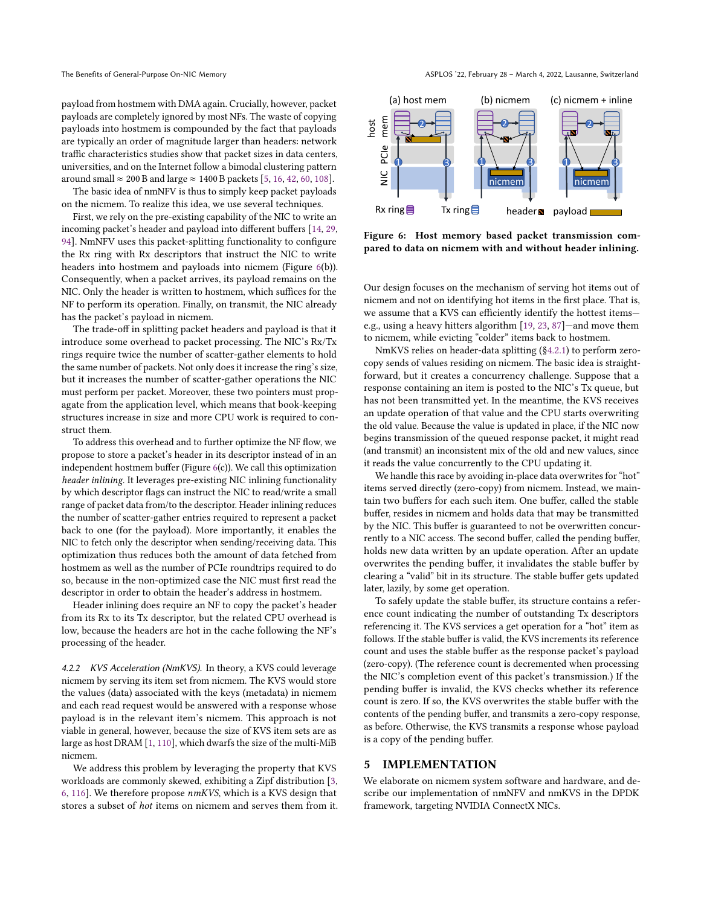payload from hostmem with DMA again. Crucially, however, packet payloads are completely ignored by most NFs. The waste of copying payloads into hostmem is compounded by the fact that payloads are typically an order of magnitude larger than headers: network traffic characteristics studies show that packet sizes in data centers, universities, and on the Internet follow a bimodal clustering pattern around small ≈ 200 B and large ≈ 1400 B packets [5, 16, 42, 60, 108].

The basic idea of nmNFV is thus to simply keep packet payloads on the nicmem. To realize this idea, we use several techniques.

First, we rely on the pre-existing capability of the NIC to write an incoming packet's header and payload into different buffers [14, 29, 94]. NmNFV uses this packet-splitting functionality to configure the Rx ring with Rx descriptors that instruct the NIC to write headers into hostmem and payloads into nicmem (Figure 6(b)). Consequently, when a packet arrives, its payload remains on the NIC. Only the header is written to hostmem, which suffices for the NF to perform its operation. Finally, on transmit, the NIC already has the packet's payload in nicmem.

The trade-off in splitting packet headers and payload is that it introduce some overhead to packet processing. The NIC's Rx/Tx rings require twice the number of scatter-gather elements to hold the same number of packets. Not only does it increase the ring's size, but it increases the number of scatter-gather operations the NIC must perform per packet. Moreover, these two pointers must propagate from the application level, which means that book-keeping structures increase in size and more CPU work is required to construct them.

To address this overhead and to further optimize the NF flow, we propose to store a packet's header in its descriptor instead of in an independent hostmem buffer (Figure 6(c)). We call this optimization *header inlining*. It leverages pre-existing NIC inlining functionality by which descriptor flags can instruct the NIC to read/write a small range of packet data from/to the descriptor. Header inlining reduces the number of scatter-gather entries required to represent a packet back to one (for the payload). More importantly, it enables the NIC to fetch only the descriptor when sending/receiving data. This optimization thus reduces both the amount of data fetched from hostmem as well as the number of PCIe roundtrips required to do so, because in the non-optimized case the NIC must first read the descriptor in order to obtain the header's address in hostmem.

Header inlining does require an NF to copy the packet's header from its Rx to its Tx descriptor, but the related CPU overhead is low, because the headers are hot in the cache following the NF's processing of the header.

#### 4.2.2 KVS Acceleration (NmKVS).

In theory, a KVS could leverage nicmem by serving its item set from nicmem. The KVS would store the values (data) associated with the keys (metadata) in nicmem and each read request would be answered with a response whose payload is in the relevant item's nicmem. This approach is not viable in general, however, because the size of KVS item sets are as large as host DRAM [1, 110], which dwarfs the size of the multi-MiB nicmem.

We address this problem by leveraging the property that KVS workloads are commonly skewed, exhibiting a Zipf distribution [3, 6, 116]. We therefore propose *nmKVS*, which is a KVS design that stores a subset of *hot* items on nicmem and serves them from it.

**Figure 6: Host memory based packet transmission compared to data on nicmem with and without header inlining.**

Our design focuses on the mechanism of serving hot items out of nicmem and not on identifying hot items in the first place. That is, we assume that a KVS can efficiently identify the hottest items—e.g., using a heavy hitters algorithm [19, 23, 87]—and move them to nicmem, while evicting "colder" items back to hostmem.

NmKVS relies on header-data splitting (§4.2.1) to perform zero-copy sends of values residing on nicmem. The basic idea is straightforward, but it creates a concurrency challenge. Suppose that a response containing an item is posted to the NIC's Tx queue, but has not been transmitted yet. In the meantime, the KVS receives an update operation of that value and the CPU starts overwriting the old value. Because the value is updated in place, if the NIC now begins transmission of the queued response packet, it might read (and transmit) an inconsistent mix of the old and new values, since it reads the value concurrently to the CPU updating it.

We handle this race by avoiding in-place data overwrites for "hot" items served directly (zero-copy) from nicmem. Instead, we maintain two buffers for each such item. One buffer, called the stable buffer, resides in nicmem and holds data that may be transmitted by the NIC. This buffer is guaranteed to not be overwritten concurrently to a NIC access. The second buffer, called the pending buffer, holds new data written by an update operation. After an update overwrites the pending buffer, it invalidates the stable buffer by clearing a "valid" bit in its structure. The stable buffer gets updated later, lazily, by some get operation.

To safely update the stable buffer, its structure contains a reference count indicating the number of outstanding Tx descriptors referencing it. The KVS services a get operation for a "hot" item as follows. If the stable buffer is valid, the KVS increments its reference count and uses the stable buffer as the response packet's payload (zero-copy). (The reference count is decremented when processing the NIC's completion event of this packet's transmission.) If the pending buffer is invalid, the KVS checks whether its reference count is zero. If so, the KVS overwrites the stable buffer with the contents of the pending buffer, and transmits a zero-copy response, as before. Otherwise, the KVS transmits a response whose payload is a copy of the pending buffer.

## 5 IMPLEMENTATION

We elaborate on nicmem system software and hardware, and describe our implementation of nmNFV and nmKVS in the DPDK framework, targeting NVIDIA ConnectX NICs.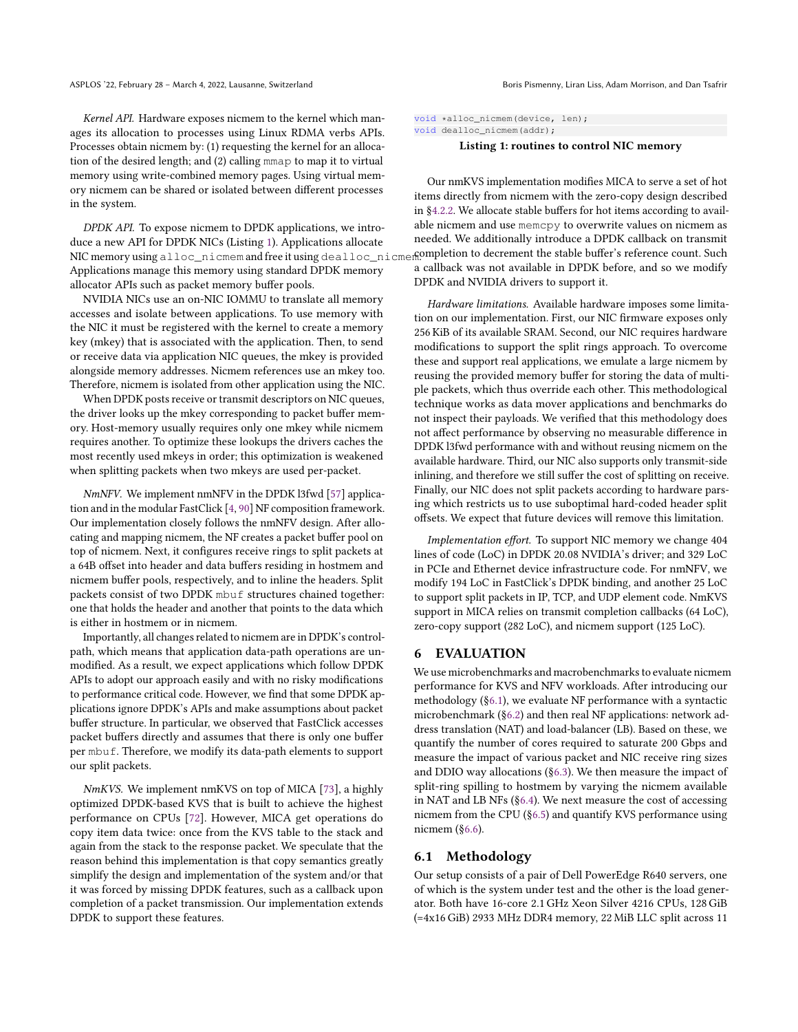*Kernel API.* Hardware exposes nicmem to the kernel which manages its allocation to processes using Linux RDMA verbs APIs. Processes obtain nicmem by: (1) requesting the kernel for an allocation of the desired length; and (2) calling `mmap` to map it to virtual memory using write-combined memory pages. Using virtual memory nicmem can be shared or isolated between different processes in the system.

*DPDK API.* To expose nicmem to DPDK applications, we introduce a new API for DPDK NICs (Listing 1). Applications allocate NIC memory using `alloc_nicmem` and free it using `dealloc_nicmem`. Applications manage this memory using standard DPDK memory allocator APIs such as packet memory buffer pools.

NVIDIA NICs use an on-NIC IOMMU to translate all memory accesses and isolate between applications. To use memory with the NIC it must be registered with the kernel to create a memory key (mkey) that is associated with the application. Then, to send or receive data via application NIC queues, the mkey is provided alongside memory addresses. Nicmem references use an mkey too. Therefore, nicmem is isolated from other application using the NIC.

When DPDK posts receive or transmit descriptors on NIC queues, the driver looks up the mkey corresponding to packet buffer memory. Host-memory usually requires only one mkey while nicmem requires another. To optimize these lookups the drivers caches the most recently used mkeys in order; this optimization is weakened when splitting packets when two mkeys are used per-packet.

*NmNFV.* We implement nmNFV in the DPDK l3fwd [57] application and in the modular FastClick [4, 90] NF composition framework. Our implementation closely follows the nmNFV design. After allocating and mapping nicmem, the NF creates a packet buffer pool on top of nicmem. Next, it configures receive rings to split packets at a 64B offset into header and data buffers residing in hostmem and nicmem buffer pools, respectively, and to inline the headers. Split packets consist of two DPDK `mbuf` structures chained together: one that holds the header and another that points to the data which is either in hostmem or in nicmem.

Importantly, all changes related to nicmem are in DPDK's control-path, which means that application data-path operations are unmodified. As a result, we expect applications which follow DPDK APIs to adopt our approach easily and with no risky modifications to performance critical code. However, we find that some DPDK applications ignore DPDK's APIs and make assumptions about packet buffer structure. In particular, we observed that FastClick accesses packet buffers directly and assumes that there is only one buffer per `mbuf`. Therefore, we modify its data-path elements to support our split packets.

*NmKVS.* We implement nmKVS on top of MICA [73], a highly optimized DPDK-based KVS that is built to achieve the highest performance on CPUs [72]. However, MICA get operations do copy item data twice: once from the KVS table to the stack and again from the stack to the response packet. We speculate that the reason behind this implementation is that copy semantics greatly simplify the design and implementation of the system and/or that it was forced by missing DPDK features, such as a callback upon completion of a packet transmission. Our implementation extends DPDK to support these features.

```
void *alloc_nicmem(device, len);
void dealloc_nicmem(addr);
```

**Listing 1: routines to control NIC memory**

Our nmKVS implementation modifies MICA to serve a set of hot items directly from nicmem with the zero-copy design described in §4.2.2. We allocate stable buffers for hot items according to available nicmem and use `memcpy` to overwrite values on nicmem as needed. We additionally introduce a DPDK callback on transmit completion to decrement the stable buffer's reference count. Such a callback was not available in DPDK before, and so we modify DPDK and NVIDIA drivers to support it.

*Hardware limitations.* Available hardware imposes some limitation on our implementation. First, our NIC firmware exposes only 256 KiB of its available SRAM. Second, our NIC requires hardware modifications to support the split rings approach. To overcome these and support real applications, we emulate a large nicmem by reusing the provided memory buffer for storing the data of multiple packets, which thus override each other. This methodological technique works as data mover applications and benchmarks do not inspect their payloads. We verified that this methodology does not affect performance by observing no measurable difference in DPDK l3fwd performance with and without reusing nicmem on the available hardware. Third, our NIC also supports only transmit-side inlining, and therefore we still suffer the cost of splitting on receive. Finally, our NIC does not split packets according to hardware parsing which restricts us to use suboptimal hard-coded header split offsets. We expect that future devices will remove this limitation.

*Implementation effort.* To support NIC memory we change 404 lines of code (LoC) in DPDK 20.08 NVIDIA's driver; and 329 LoC in PCIe and Ethernet device infrastructure code. For nmNFV, we modify 194 LoC in FastClick's DPDK binding, and another 25 LoC to support split packets in IP, TCP, and UDP element code. NmKVS support in MICA relies on transmit completion callbacks (64 LoC), zero-copy support (282 LoC), and nicmem support (125 LoC).

## 6 EVALUATION

We use microbenchmarks and macrobenchmarks to evaluate nicmem performance for KVS and NFV workloads. After introducing our methodology (§6.1), we evaluate NF performance with a syntactic microbenchmark (§6.2) and then real NF applications: network address translation (NAT) and load-balancer (LB). Based on these, we quantify the number of cores required to saturate 200 Gbps and measure the impact of various packet and NIC receive ring sizes and DDIO way allocations (§6.3). We then measure the impact of split-ring spilling to hostmem by varying the nicmem available in NAT and LB NFs (§6.4). We next measure the cost of accessing nicmem from the CPU (§6.5) and quantify KVS performance using nicmem (§6.6).

### 6.1 Methodology

Our setup consists of a pair of Dell PowerEdge R640 servers, one of which is the system under test and the other is the load generator. Both have 16-core 2.1 GHz Xeon Silver 4216 CPUs, 128 GiB (=4x16 GiB) 2933 MHz DDR4 memory, 22 MiB LLC split across 11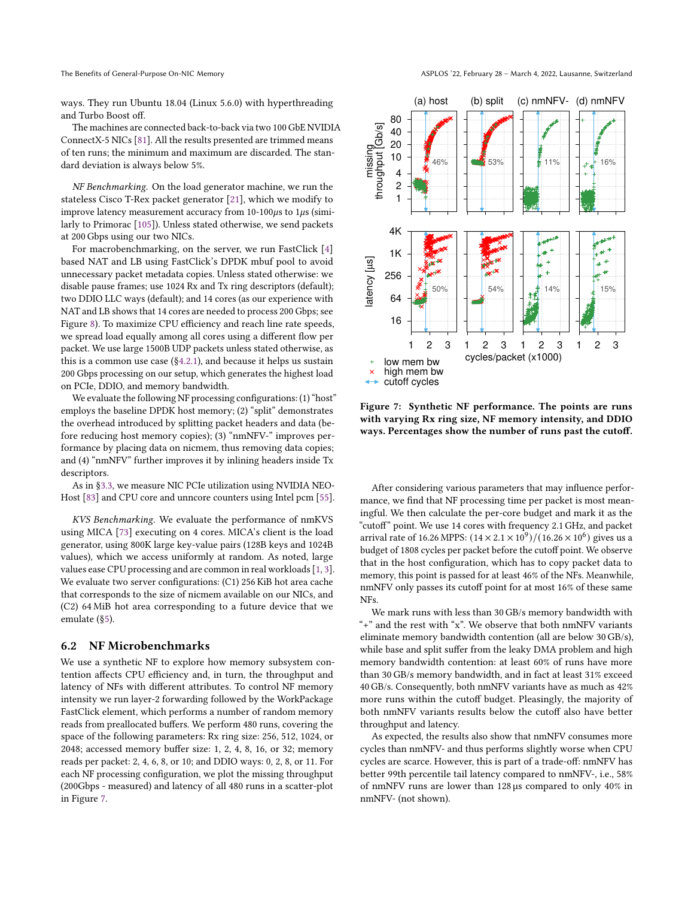ways. They run Ubuntu 18.04 (Linux 5.6.0) with hyperthreading and Turbo Boost off.

The machines are connected back-to-back via two 100 GbE NVIDIA ConnectX-5 NICs [81]. All the results presented are trimmed means of ten runs; the minimum and maximum are discarded. The standard deviation is always below 5%.

*NF Benchmarking.* On the load generator machine, we run the stateless Cisco T-Rex packet generator [21], which we modify to improve latency measurement accuracy from 10-100$\mu$s to 1$\mu$s (similarly to Primorac [105]). Unless stated otherwise, we send packets at 200 Gbps using our two NICs.

For macrobenchmarking, on the server, we run FastClick [4] based NAT and LB using FastClick's DPDK mbuf pool to avoid unnecessary packet metadata copies. Unless stated otherwise: we disable pause frames; use 1024 Rx and Tx ring descriptors (default); two DDIO LLC ways (default); and 14 cores (as our experience with NAT and LB shows that 14 cores are needed to process 200 Gbps; see Figure 8). To maximize CPU efficiency and reach line rate speeds, we spread load equally among all cores using a different flow per packet. We use large 1500B UDP packets unless stated otherwise, as this is a common use case (§4.2.1), and because it helps us sustain 200 Gbps processing on our setup, which generates the highest load on PCIe, DDIO, and memory bandwidth.

We evaluate the following NF processing configurations: (1) "host" employs the baseline DPDK host memory; (2) "split" demonstrates the overhead introduced by splitting packet headers and data (before reducing host memory copies); (3) "nmNFV-" improves performance by placing data on nicmem, thus removing data copies; and (4) "nmNFV" further improves it by inlining headers inside Tx descriptors.

As in §3.3, we measure NIC PCIe utilization using NVIDIA NEO-Host [83] and CPU core and unncore counters using Intel pcm [55].

*KVS Benchmarking.* We evaluate the performance of nmKVS using MICA [73] executing on 4 cores. MICA's client is the load generator, using 800K large key-value pairs (128B keys and 1024B values), which we access uniformly at random. As noted, large values ease CPU processing and are common in real workloads [1, 3]. We evaluate two server configurations: (C1) 256 KiB hot area cache that corresponds to the size of nicmem available on our NICs, and (C2) 64 MiB hot area corresponding to a future device that we emulate (§5).

## 6.2 NF Microbenchmarks

We use a synthetic NF to explore how memory subsystem contention affects CPU efficiency and, in turn, the throughput and latency of NFs with different attributes. To control NF memory intensity we run layer-2 forwarding followed by the WorkPackage FastClick element, which performs a number of random memory reads from preallocated buffers. We perform 480 runs, covering the space of the following parameters: Rx ring size: 256, 512, 1024, or 2048; accessed memory buffer size: 1, 2, 4, 8, 16, or 32; memory reads per packet: 2, 4, 6, 8, or 10; and DDIO ways: 0, 2, 8, or 11. For each NF processing configuration, we plot the missing throughput (200Gbps - measured) and latency of all 480 runs in a scatter-plot in Figure 7.

**Figure 7: Synthetic NF performance. The points are runs with varying Rx ring size, NF memory intensity, and DDIO ways. Percentages show the number of runs past the cutoff.**

After considering various parameters that may influence performance, we find that NF processing time per packet is most meaningful. We then calculate the per-core budget and mark it as the "cutoff" point. We use 14 cores with frequency 2.1 GHz, and packet arrival rate of 16.26 MPPS: $(14 \times 2.1 \times 10^9)/(16.26 \times 10^6)$ gives us a budget of 1808 cycles per packet before the cutoff point. We observe that in the host configuration, which has to copy packet data to memory, this point is passed for at least 46% of the NFs. Meanwhile, nmNFV only passes its cutoff point for at most 16% of these same NFs.

We mark runs with less than 30 GB/s memory bandwidth with "+" and the rest with "x". We observe that both nmNFV variants eliminate memory bandwidth contention (all are below 30 GB/s), while base and split suffer from the leaky DMA problem and high memory bandwidth contention: at least 60% of runs have more than 30 GB/s memory bandwidth, and in fact at least 31% exceed 40 GB/s. Consequently, both nmNFV variants have as much as 42% more runs within the cutoff budget. Pleasingly, the majority of both nmNFV variants results below the cutoff also have better throughput and latency.

As expected, the results also show that nmNFV consumes more cycles than nmNFV- and thus performs slightly worse when CPU cycles are scarce. However, this is part of a trade-off: nmNFV has better 99th percentile tail latency compared to nmNFV-, i.e., 58% of nmNFV runs are lower than 128 µs compared to only 40% in nmNFV- (not shown).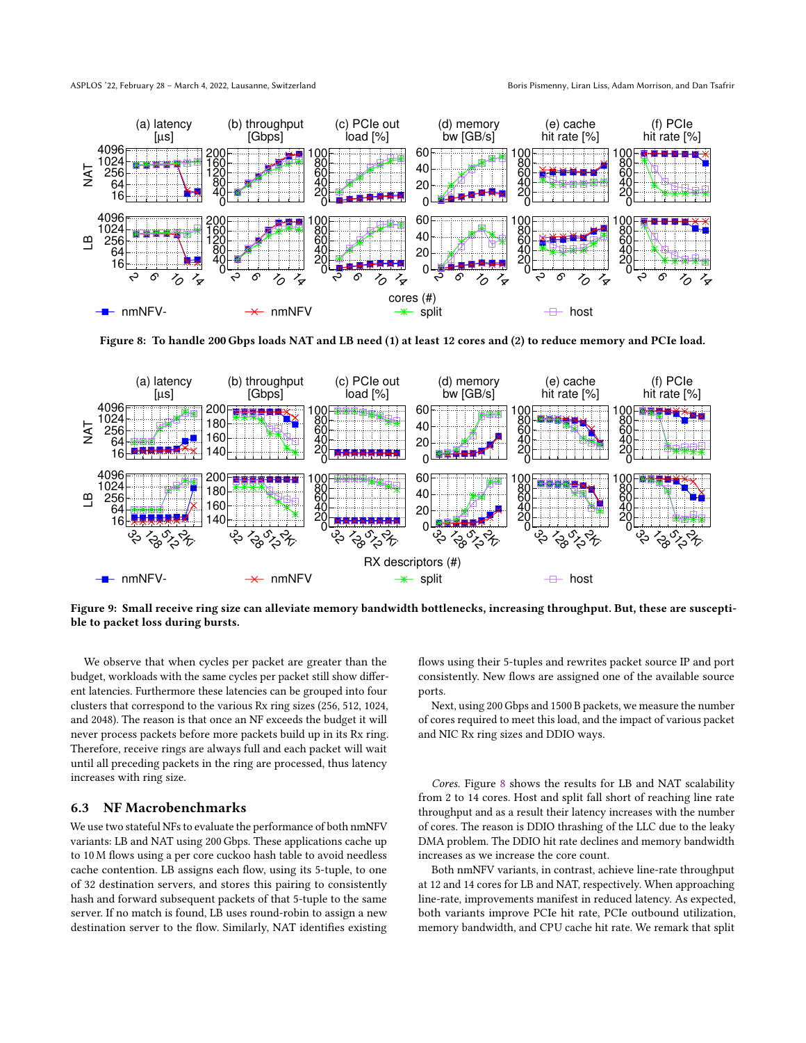Figure 8: To handle 200 Gbps loads NAT and LB need (1) at least 12 cores and (2) to reduce memory and PCIe load.

Figure 9: Small receive ring size can alleviate memory bandwidth bottlenecks, increasing throughput. But, these are susceptible to packet loss during bursts.

We observe that when cycles per packet are greater than the budget, workloads with the same cycles per packet still show different latencies. Furthermore these latencies can be grouped into four clusters that correspond to the various Rx ring sizes (256, 512, 1024, and 2048). The reason is that once an NF exceeds the budget it will never process packets before more packets build up in its Rx ring. Therefore, receive rings are always full and each packet will wait until all preceding packets in the ring are processed, thus latency increases with ring size.

### 6.3 NF Macrobenchmarks

We use two stateful NFs to evaluate the performance of both nmNFV variants: LB and NAT using 200 Gbps. These applications cache up to 10 M flows using a per core cuckoo hash table to avoid needless cache contention. LB assigns each flow, using its 5-tuple, to one of 32 destination servers, and stores this pairing to consistently hash and forward subsequent packets of that 5-tuple to the same server. If no match is found, LB uses round-robin to assign a new destination server to the flow. Similarly, NAT identifies existing flows using their 5-tuples and rewrites packet source IP and port consistently. New flows are assigned one of the available source ports.

Next, using 200 Gbps and 1500 B packets, we measure the number of cores required to meet this load, and the impact of various packet and NIC Rx ring sizes and DDIO ways.

*Cores.* Figure 8 shows the results for LB and NAT scalability from 2 to 14 cores. Host and split fall short of reaching line rate throughput and as a result their latency increases with the number of cores. The reason is DDIO thrashing of the LLC due to the leaky DMA problem. The DDIO hit rate declines and memory bandwidth increases as we increase the core count.

Both nmNFV variants, in contrast, achieve line-rate throughput at 12 and 14 cores for LB and NAT, respectively. When approaching line-rate, improvements manifest in reduced latency. As expected, both variants improve PCIe hit rate, PCIe outbound utilization, memory bandwidth, and CPU cache hit rate. We remark that split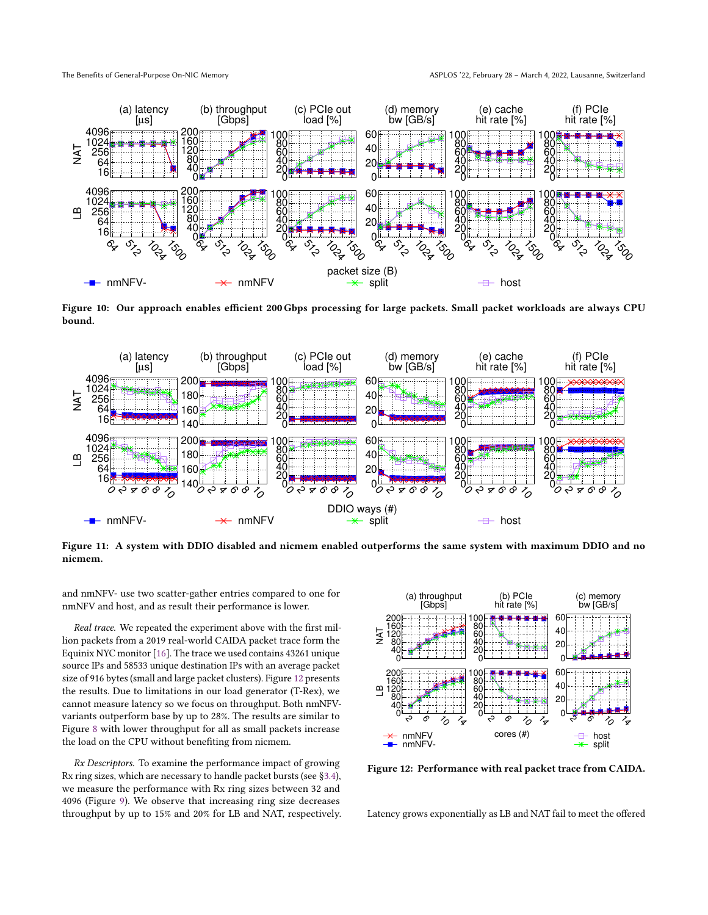Figure 10: Our approach enables efficient 200 Gbps processing for large packets. Small packet workloads are always CPU bound.

Figure 11: A system with DDIO disabled and nicmem enabled outperforms the same system with maximum DDIO and no nicmem.

and nmNFV- use two scatter-gather entries compared to one for nmNFV and host, and as result their performance is lower.

*Real trace.* We repeated the experiment above with the first million packets from a 2019 real-world CAIDA packet trace form the Equinix NYC monitor [16]. The trace we used contains 43261 unique source IPs and 58533 unique destination IPs with an average packet size of 916 bytes (small and large packet clusters). Figure 12 presents the results. Due to limitations in our load generator (T-Rex), we cannot measure latency so we focus on throughput. Both nmNFV-variants outperform base by up to 28%. The results are similar to Figure 8 with lower throughput for all as small packets increase the load on the CPU without benefiting from nicmem.

*Rx Descriptors.* To examine the performance impact of growing Rx ring sizes, which are necessary to handle packet bursts (see §3.4), we measure the performance with Rx ring sizes between 32 and 4096 (Figure 9). We observe that increasing ring size decreases throughput by up to 15% and 20% for LB and NAT, respectively.

Figure 12: Performance with real packet trace from CAIDA.

Latency grows exponentially as LB and NAT fail to meet the offered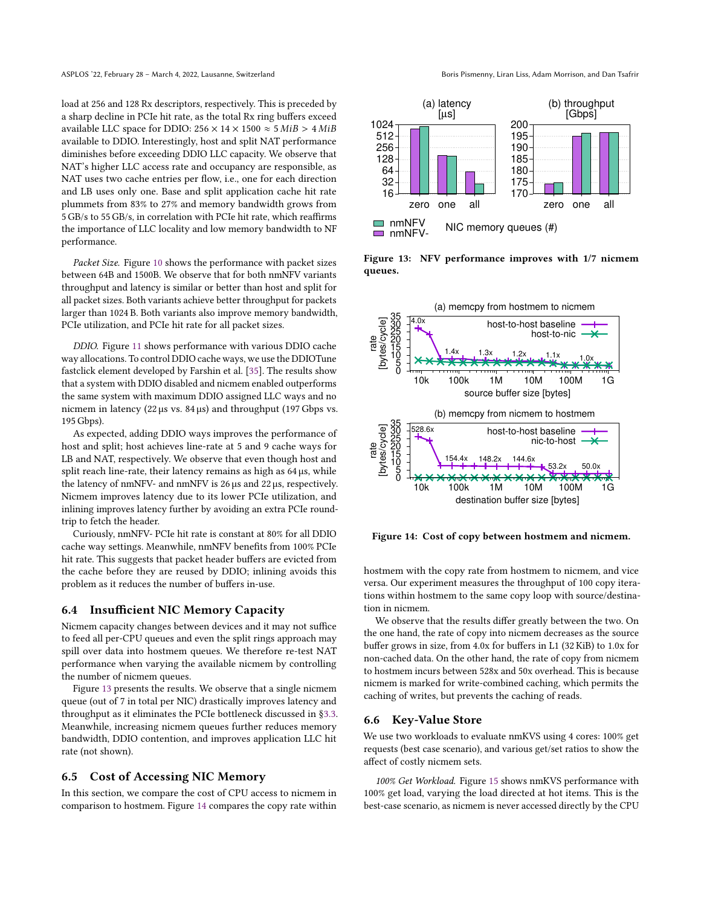load at 256 and 128 Rx descriptors, respectively. This is preceded by a sharp decline in PCIe hit rate, as the total Rx ring buffers exceed available LLC space for DDIO: $256 \times 14 \times 1500 \approx 5\,MiB > 4\,MiB$ available to DDIO. Interestingly, host and split NAT performance diminishes before exceeding DDIO LLC capacity. We observe that NAT's higher LLC access rate and occupancy are responsible, as NAT uses two cache entries per flow, i.e., one for each direction and LB uses only one. Base and split application cache hit rate plummets from 83% to 27% and memory bandwidth grows from 5 GB/s to 55 GB/s, in correlation with PCIe hit rate, which reaffirms the importance of LLC locality and low memory bandwidth to NF performance.

*Packet Size.* Figure 10 shows the performance with packet sizes between 64B and 1500B. We observe that for both nmNFV variants throughput and latency is similar or better than host and split for all packet sizes. Both variants achieve better throughput for packets larger than 1024 B. Both variants also improve memory bandwidth, PCIe utilization, and PCIe hit rate for all packet sizes.

*DDIO.* Figure 11 shows performance with various DDIO cache way allocations. To control DDIO cache ways, we use the DDIOTune fastclick element developed by Farshin et al. [35]. The results show that a system with DDIO disabled and nicmem enabled outperforms the same system with maximum DDIO assigned LLC ways and no nicmem in latency (22 µs vs. 84 µs) and throughput (197 Gbps vs. 195 Gbps).

As expected, adding DDIO ways improves the performance of host and split; host achieves line-rate at 5 and 9 cache ways for LB and NAT, respectively. We observe that even though host and split reach line-rate, their latency remains as high as 64 µs, while the latency of nmNFV- and nmNFV is 26 µs and 22 µs, respectively. Nicmem improves latency due to its lower PCIe utilization, and inlining improves latency further by avoiding an extra PCIe round-trip to fetch the header.

Curiously, nmNFV- PCIe hit rate is constant at 80% for all DDIO cache way settings. Meanwhile, nmNFV benefits from 100% PCIe hit rate. This suggests that packet header buffers are evicted from the cache before they are reused by DDIO; inlining avoids this problem as it reduces the number of buffers in-use.

## 6.4 Insufficient NIC Memory Capacity

Nicmem capacity changes between devices and it may not suffice to feed all per-CPU queues and even the split rings approach may spill over data into hostmem queues. We therefore re-test NAT performance when varying the available nicmem by controlling the number of nicmem queues.

Figure 13 presents the results. We observe that a single nicmem queue (out of 7 in total per NIC) drastically improves latency and throughput as it eliminates the PCIe bottleneck discussed in §3.3. Meanwhile, increasing nicmem queues further reduces memory bandwidth, DDIO contention, and improves application LLC hit rate (not shown).

## 6.5 Cost of Accessing NIC Memory

In this section, we compare the cost of CPU access to nicmem in comparison to hostmem. Figure 14 compares the copy rate within hostmem with the copy rate from hostmem to nicmem, and vice versa. Our experiment measures the throughput of 100 copy iterations within hostmem to the same copy loop with source/destination in nicmem.

**Figure 13: NFV performance improves with 1/7 nicmem queues.**

**Figure 14: Cost of copy between hostmem and nicmem.**

We observe that the results differ greatly between the two. On the one hand, the rate of copy into nicmem decreases as the source buffer grows in size, from 4.0x for buffers in L1 (32 KiB) to 1.0x for non-cached data. On the other hand, the rate of copy from nicmem to hostmem incurs between 528x and 50x overhead. This is because nicmem is marked for write-combined caching, which permits the caching of writes, but prevents the caching of reads.

## 6.6 Key-Value Store

We use two workloads to evaluate nmKVS using 4 cores: 100% get requests (best case scenario), and various get/set ratios to show the affect of costly nicmem sets.

*100% Get Workload.* Figure 15 shows nmKVS performance with 100% get load, varying the load directed at hot items. This is the best-case scenario, as nicmem is never accessed directly by the CPU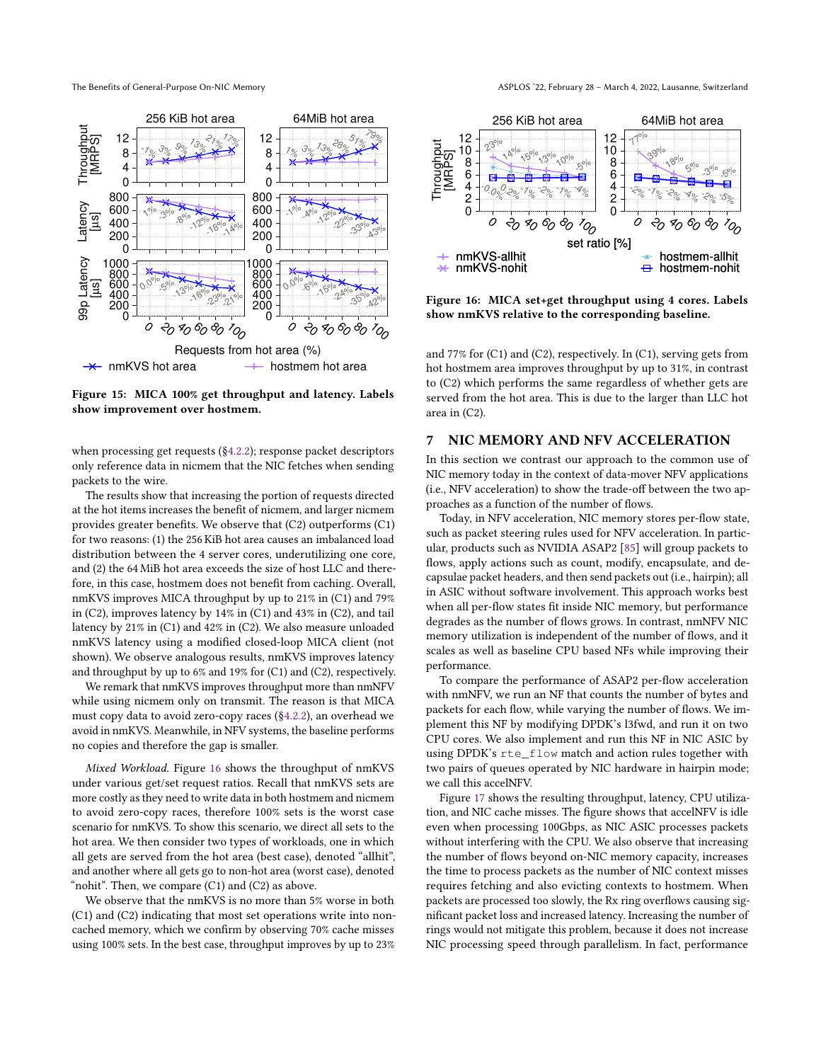Figure 15: MICA 100% get throughput and latency. Labels show improvement over hostmem.

when processing get requests (§4.2.2); response packet descriptors only reference data in nicmem that the NIC fetches when sending packets to the wire.

The results show that increasing the portion of requests directed at the hot items increases the benefit of nicmem, and larger nicmem provides greater benefits. We observe that (C2) outperforms (C1) for two reasons: (1) the 256 KiB hot area causes an imbalanced load distribution between the 4 server cores, underutilizing one core, and (2) the 64 MiB hot area exceeds the size of host LLC and therefore, in this case, hostmem does not benefit from caching. Overall, nmKVS improves MICA throughput by up to 21% in (C1) and 79% in (C2), improves latency by 14% in (C1) and 43% in (C2), and tail latency by 21% in (C1) and 42% in (C2). We also measure unloaded nmKVS latency using a modified closed-loop MICA client (not shown). We observe analogous results, nmKVS improves latency and throughput by up to 6% and 19% for (C1) and (C2), respectively.

We remark that nmKVS improves throughput more than nmNFV while using nicmem only on transmit. The reason is that MICA must copy data to avoid zero-copy races (§4.2.2), an overhead we avoid in nmKVS. Meanwhile, in NFV systems, the baseline performs no copies and therefore the gap is smaller.

*Mixed Workload.* Figure 16 shows the throughput of nmKVS under various get/set request ratios. Recall that nmKVS sets are more costly as they need to write data in both hostmem and nicmem to avoid zero-copy races, therefore 100% sets is the worst case scenario for nmKVS. To show this scenario, we direct all sets to the hot area. We then consider two types of workloads, one in which all gets are served from the hot area (best case), denoted "allhit", and another where all gets go to non-hot area (worst case), denoted "nohit". Then, we compare (C1) and (C2) as above.

We observe that the nmKVS is no more than 5% worse in both (C1) and (C2) indicating that most set operations write into non-cached memory, which we confirm by observing 70% cache misses using 100% sets. In the best case, throughput improves by up to 23% and 77% for (C1) and (C2), respectively. In (C1), serving gets from hot hostmem area improves throughput by up to 31%, in contrast to (C2) which performs the same regardless of whether gets are served from the hot area. This is due to the larger than LLC hot area in (C2).

Figure 16: MICA set+get throughput using 4 cores. Labels show nmKVS relative to the corresponding baseline.

## 7 NIC MEMORY AND NFV ACCELERATION

In this section we contrast our approach to the common use of NIC memory today in the context of data-mover NFV applications (i.e., NFV acceleration) to show the trade-off between the two approaches as a function of the number of flows.

Today, in NFV acceleration, NIC memory stores per-flow state, such as packet steering rules used for NFV acceleration. In particular, products such as NVIDIA ASAP2 [85] will group packets to flows, apply actions such as count, modify, encapsulate, and decapsulate packet headers, and then send packets out (i.e., hairpin); all in ASIC without software involvement. This approach works best when all per-flow states fit inside NIC memory, but performance degrades as the number of flows grows. In contrast, nmNFV NIC memory utilization is independent of the number of flows, and it scales as well as baseline CPU based NFs while improving their performance.

To compare the performance of ASAP2 per-flow acceleration with nmNFV, we run an NF that counts the number of bytes and packets for each flow, while varying the number of flows. We implement this NF by modifying DPDK's l3fwd, and run it on two CPU cores. We also implement and run this NF in NIC ASIC by using DPDK's `rte_flow` match and action rules together with two pairs of queues operated by NIC hardware in hairpin mode; we call this accelNFV.

Figure 17 shows the resulting throughput, latency, CPU utilization, and NIC cache misses. The figure shows that accelNFV is idle even when processing 100Gbps, as NIC ASIC processes packets without interfering with the CPU. We also observe that increasing the number of flows beyond on-NIC memory capacity, increases the time to process packets as the number of NIC context misses requires fetching and also evicting contexts to hostmem. When packets are processed too slowly, the Rx ring overflows causing significant packet loss and increased latency. Increasing the number of rings would not mitigate this problem, because it does not increase NIC processing speed through parallelism. In fact, performance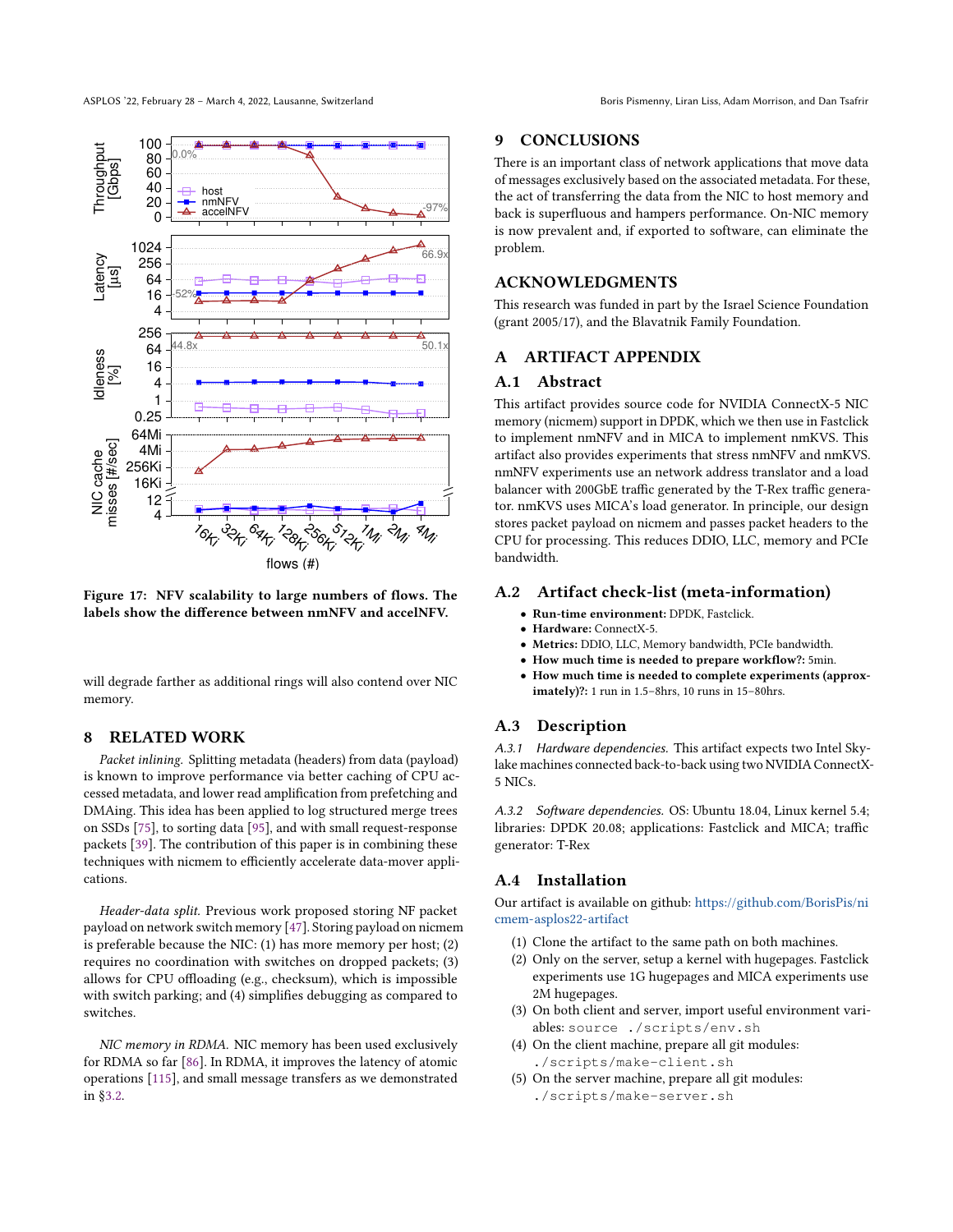Figure 17: NFV scalability to large numbers of flows. The labels show the difference between nmNFV and accelNFV.

will degrade farther as additional rings will also contend over NIC memory.

## 8 RELATED WORK

*Packet inlining.* Splitting metadata (headers) from data (payload) is known to improve performance via better caching of CPU accessed metadata, and lower read amplification from prefetching and DMAing. This idea has been applied to log structured merge trees on SSDs [75], to sorting data [95], and with small request-response packets [39]. The contribution of this paper is in combining these techniques with nicmem to efficiently accelerate data-mover applications.

*Header-data split.* Previous work proposed storing NF packet payload on network switch memory [47]. Storing payload on nicmem is preferable because the NIC: (1) has more memory per host; (2) requires no coordination with switches on dropped packets; (3) allows for CPU offloading (e.g., checksum), which is impossible with switch parking; and (4) simplifies debugging as compared to switches.

*NIC memory in RDMA.* NIC memory has been used exclusively for RDMA so far [86]. In RDMA, it improves the latency of atomic operations [115], and small message transfers as we demonstrated in §3.2.

## 9 CONCLUSIONS

There is an important class of network applications that move data of messages exclusively based on the associated metadata. For these, the act of transferring the data from the NIC to host memory and back is superfluous and hampers performance. On-NIC memory is now prevalent and, if exported to software, can eliminate the problem.

## ACKNOWLEDGMENTS

This research was funded in part by the Israel Science Foundation (grant 2005/17), and the Blavatnik Family Foundation.

## A ARTIFACT APPENDIX

### A.1 Abstract

This artifact provides source code for NVIDIA ConnectX-5 NIC memory (nicmem) support in DPDK, which we then use in Fastclick to implement nmNFV and in MICA to implement nmKVS. This artifact also provides experiments that stress nmNFV and nmKVS. nmNFV experiments use an network address translator and a load balancer with 200GbE traffic generated by the T-Rex traffic generator. nmKVS uses MICA's load generator. In principle, our design stores packet payload on nicmem and passes packet headers to the CPU for processing. This reduces DDIO, LLC, memory and PCIe bandwidth.

### A.2 Artifact check-list (meta-information)

- **Run-time environment:** DPDK, Fastclick.
- **Hardware:** ConnectX-5.
- **Metrics:** DDIO, LLC, Memory bandwidth, PCIe bandwidth.
- **How much time is needed to prepare workflow?:** 5min.
- **How much time is needed to complete experiments (approximately)?:** 1 run in 1.5–8hrs, 10 runs in 15–80hrs.

### A.3 Description

*A.3.1 Hardware dependencies.* This artifact expects two Intel Skylake machines connected back-to-back using two NVIDIA ConnectX-5 NICs.

*A.3.2 Software dependencies.* OS: Ubuntu 18.04, Linux kernel 5.4; libraries: DPDK 20.08; applications: Fastclick and MICA; traffic generator: T-Rex

### A.4 Installation

Our artifact is available on github: https://github.com/BorisPis/nicmem-asplos22-artifact

(1) Clone the artifact to the same path on both machines.
(2) Only on the server, setup a kernel with hugepages. Fastclick experiments use 1G hugepages and MICA experiments use 2M hugepages.
(3) On both client and server, import useful environment variables: `source ./scripts/env.sh`
(4) On the client machine, prepare all git modules: `./scripts/make-client.sh`
(5) On the server machine, prepare all git modules: `./scripts/make-server.sh`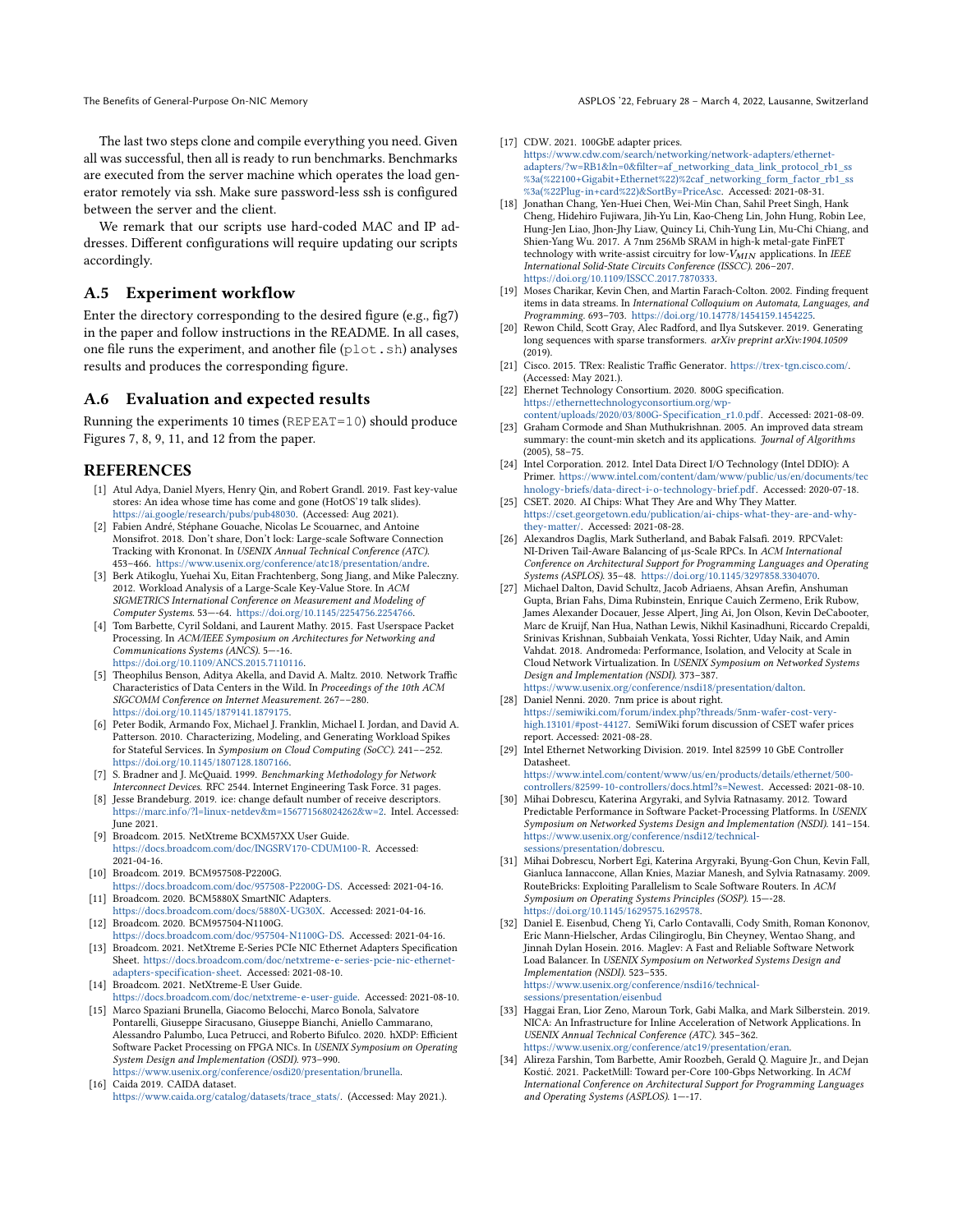The last two steps clone and compile everything you need. Given all was successful, then all is ready to run benchmarks. Benchmarks are executed from the server machine which operates the load generator remotely via ssh. Make sure password-less ssh is configured between the server and the client.

We remark that our scripts use hard-coded MAC and IP addresses. Different configurations will require updating our scripts accordingly.

## A.5 Experiment workflow

Enter the directory corresponding to the desired figure (e.g., fig7) in the paper and follow instructions in the README. In all cases, one file runs the experiment, and another file (plot.sh) analyses results and produces the corresponding figure.

## A.6 Evaluation and expected results

Running the experiments 10 times (REPEAT=10) should produce Figures 7, 8, 9, 11, and 12 from the paper.

## REFERENCES

[1] Atul Adya, Daniel Myers, Henry Qin, and Robert Grandl. 2019. Fast key-value stores: An idea whose time has come and gone (HotOS'19 talk slides). https://ai.google/research/pubs/pub48030. (Accessed: Aug 2021).

[2] Fabien André, Stéphane Gouache, Nicolas Le Scouarnec, and Antoine Monsifrot. 2018. Don't share, Don't lock: Large-scale Software Connection Tracking with Krononat. In *USENIX Annual Technical Conference (ATC)*. 453–466. https://www.usenix.org/conference/atc18/presentation/andre.

[3] Berk Atikoglu, Yuehai Xu, Eitan Frachtenberg, Song Jiang, and Mike Paleczny. 2012. Workload Analysis of a Large-Scale Key-Value Store. In *ACM SIGMETRICS International Conference on Measurement and Modeling of Computer Systems*. 53—-64. https://doi.org/10.1145/2254756.2254766.

[4] Tom Barbette, Cyril Soldani, and Laurent Mathy. 2015. Fast Userspace Packet Processing. In *ACM/IEEE Symposium on Architectures for Networking and Communications Systems (ANCS)*. 5—-16. https://doi.org/10.1109/ANCS.2015.7110116.

[5] Theophilus Benson, Aditya Akella, and David A. Maltz. 2010. Network Traffic Characteristics of Data Centers in the Wild. In *Proceedings of the 10th ACM SIGCOMM Conference on Internet Measurement*. 267−−280. https://doi.org/10.1145/1879141.1879175.

[6] Peter Bodik, Armando Fox, Michael J. Franklin, Michael I. Jordan, and David A. Patterson. 2010. Characterizing, Modeling, and Generating Workload Spikes for Stateful Services. In *Symposium on Cloud Computing (SoCC)*. 241−−252. https://doi.org/10.1145/1807128.1807166.

[7] S. Bradner and J. McQuaid. 1999. *Benchmarking Methodology for Network Interconnect Devices*. RFC 2544. Internet Engineering Task Force. 31 pages.

[8] Jesse Brandeburg. 2019. ice: change default number of receive descriptors. https://marc.info/?l=linux-netdev&m=156771568024262&w=2. Intel. Accessed: June 2021.

[9] Broadcom. 2015. NetXtreme BCXM57XX User Guide. https://docs.broadcom.com/doc/INGSRV170-CDUM100-R. Accessed: 2021-04-16.

[10] Broadcom. 2019. BCM957508-P2200G. https://docs.broadcom.com/doc/957508-P2200G-DS. Accessed: 2021-04-16.

[11] Broadcom. 2020. BCM5880X SmartNIC Adapters. https://docs.broadcom.com/docs/5880X-UG30X. Accessed: 2021-04-16.

[12] Broadcom. 2020. BCM957504-N1100G. https://docs.broadcom.com/doc/957504-N1100G-DS. Accessed: 2021-04-16.

[13] Broadcom. 2021. NetXtreme E-Series PCIe NIC Ethernet Adapters Specification Sheet. https://docs.broadcom.com/doc/netxtreme-e-series-pcie-nic-ethernet-adapters-specification-sheet. Accessed: 2021-08-10.

[14] Broadcom. 2021. NetXtreme-E User Guide. https://docs.broadcom.com/doc/netxtreme-e-user-guide. Accessed: 2021-08-10.

[15] Marco Spaziani Brunella, Giacomo Belocchi, Marco Bonola, Salvatore Pontarelli, Giuseppe Siracusano, Giuseppe Bianchi, Aniello Cammarano, Alessandro Palumbo, Luca Petrucci, and Roberto Bifulco. 2020. hXDP: Efficient Software Packet Processing on FPGA NICs. In *USENIX Symposium on Operating System Design and Implementation (OSDI)*. 973–990. https://www.usenix.org/conference/osdi20/presentation/brunella.

[16] Caida 2019. CAIDA dataset. https://www.caida.org/catalog/datasets/trace_stats/. (Accessed: May 2021.).

[17] CDW. 2021. 100GbE adapter prices. https://www.cdw.com/search/networking/network-adapters/ethernet-adapters/?w=RB1&ln=0&filter=af_networking_data_link_protocol_rb1_ss%3a(%22100+Gigabit+Ethernet%22)%2caf_networking_form_factor_rb1_ss%3a(%22Plug-in+card%22)&SortBy=PriceAsc. Accessed: 2021-08-31.

[18] Jonathan Chang, Yen-Huei Chen, Wei-Min Chan, Singh Sahil Preet Singh, Hank Cheng, Hidehiro Fujiwara, Jih-Yu Lin, Kao-Cheng Lin, John Hung, Robin Lee, Hung-Jen Liao, Jhon-Jhy Liaw, Quincy Li, Chih-Yung Lin, Mu-Chi Chiang, and Shien-Yang Wu. 2017. A 7nm 256Mb SRAM in high-k metal-gate FinFET technology with write-assist circuitry for low-$V_{MIN}$ applications. In *IEEE International Solid-State Circuits Conference (ISSCC)*. 206–207. https://doi.org/10.1109/ISSCC.2017.7870333.

[19] Moses Charikar, Kevin Chen, and Martin Farach-Colton. 2002. Finding frequent items in data streams. In *International Colloquium on Automata, Languages, and Programming*. 693–703. https://doi.org/10.14778/1454159.1454225.

[20] Rewon Child, Scott Gray, Alec Radford, and Ilya Sutskever. 2019. Generating long sequences with sparse transformers. *arXiv preprint arXiv:1904.10509* (2019).

[21] Cisco. 2015. TRex: Realistic Traffic Generator. https://trex-tgn.cisco.com/. (Accessed: May 2021.).

[22] Ehernet Technology Consortium. 2020. 800G specification. https://ethernettechnologyconsortium.org/wp-content/uploads/2020/03/800G-Specification_r1.0.pdf. Accessed: 2021-08-09.

[23] Graham Cormode and Shan Muthukrishnan. 2005. An improved data stream summary: the count-min sketch and its applications. *Journal of Algorithms* (2005), 58–75.

[24] Intel Corporation. 2012. Intel Data Direct I/O Technology (Intel DDIO): A Primer. https://www.intel.com/content/dam/www/public/us/en/documents/technology-briefs/data-direct-i-o-technology-brief.pdf. Accessed: 2020-07-18.

[25] CSET. 2020. AI Chips: What They Are and Why They Matter. https://cset.georgetown.edu/publication/ai-chips-what-they-are-and-why-they-matter/. Accessed: 2021-08-28.

[26] Alexandros Daglis, Mark Sutherland, and Babak Falsafi. 2019. RPCValet: NI-Driven Tail-Aware Balancing of µs-Scale RPCs. In *ACM International Conference on Architectural Support for Programming Languages and Operating Systems (ASPLOS)*. 35–48. https://doi.org/10.1145/3297858.3304070.

[27] Michael Dalton, David Schultz, Jacob Adriaens, Ahsan Arefin, Anshuman Gupta, Brian Fahs, Dima Rubinstein, Enrique Cauich Zermeno, Erik Rubow, James Alexander Docauer, Jesse Alpert, Jing Ai, Jon Olson, Kevin DeCabooter, Marc de Kruijf, Nan Hua, Nathan Lewis, Nikhil Kasinadhuni, Riccardo Crepaldi, Srinivas Krishnan, Subbaiah Venkata, Yossi Richter, Uday Naik, and Amin Vahdat. 2018. Andromeda: Performance, Isolation, and Velocity at Scale in Cloud Network Virtualization. In *USENIX Symposium on Networked Systems Design and Implementation (NSDI)*. 373–387. https://www.usenix.org/conference/nsdi18/presentation/dalton.

[28] Daniel Nenni. 2020. 7nm price is about right. https://semiwiki.com/forum/index.php?threads/5nm-wafer-cost-very-high.13101/#post-44127. SemiWiki forum discussion of CSET wafer prices report. Accessed: 2021-08-28.

[29] Intel Ethernet Networking Division. 2019. Intel 82599 10 GbE Controller Datasheet. https://www.intel.com/content/www/us/en/products/details/ethernet/500-controllers/82599-10-controllers/docs.html?s=Newest. Accessed: 2021-08-10.

[30] Mihai Dobrescu, Katerina Argyraki, and Sylvia Ratnasamy. 2012. Toward Predictable Performance in Software Packet-Processing Platforms. In *USENIX Symposium on Networked Systems Design and Implementation (NSDI)*. 141–154. https://www.usenix.org/conference/nsdi12/technical-sessions/presentation/dobrescu.

[31] Mihai Dobrescu, Norbert Egi, Katerina Argyraki, Byung-Gon Chun, Kevin Fall, Gianluca Iannaccone, Allan Knies, Maziar Manesh, and Sylvia Ratnasamy. 2009. RouteBricks: Exploiting Parallelism to Scale Software Routers. In *ACM Symposium on Operating Systems Principles (SOSP)*. 15—-28. https://doi.org/10.1145/1629575.1629578.

[32] Daniel E. Eisenbud, Cheng Yi, Carlo Contavalli, Cody Smith, Roman Kononov, Eric Mann-Hielscher, Ardas Cilingiroglu, Bin Cheyney, Wentao Shang, and Jinnah Dylan Hosein. 2016. Maglev: A Fast and Reliable Software Network Load Balancer. In *USENIX Symposium on Networked Systems Design and Implementation (NSDI)*. 523–535. https://www.usenix.org/conference/nsdi16/technical-sessions/presentation/eisenbud

[33] Haggai Eran, Lior Zeno, Maroun Tork, Gabi Malka, and Mark Silberstein. 2019. NICA: An Infrastructure for Inline Acceleration of Network Applications. In *USENIX Annual Technical Conference (ATC)*. 345–362. https://www.usenix.org/conference/atc19/presentation/eran.

[34] Alireza Farshin, Tom Barbette, Amir Roozbeh, Gerald Q. Maguire Jr., and Dejan Kostić. 2021. PacketMill: Toward per-Core 100-Gbps Networking. In *ACM International Conference on Architectural Support for Programming Languages and Operating Systems (ASPLOS)*. 1—-17.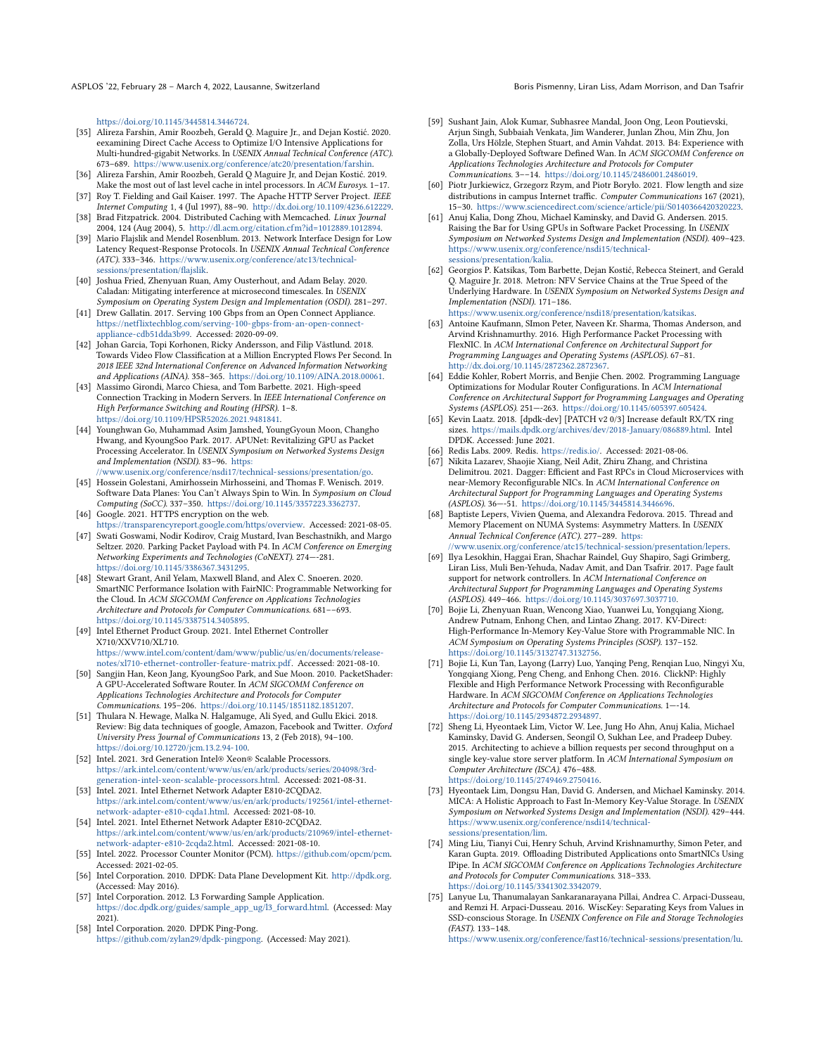https://doi.org/10.1145/3445814.3446724.

[35] Alireza Farshin, Amir Roozbeh, Gerald Q. Maguire Jr., and Dejan Kostić. 2020. eexamining Direct Cache Access to Optimize I/O Intensive Applications for Multi-hundred-gigabit Networks. In *USENIX Annual Technical Conference (ATC)*. 673–689. https://www.usenix.org/conference/atc20/presentation/farshin.

[36] Alireza Farshin, Amir Roozbeh, Gerald Q Maguire Jr, and Dejan Kostić. 2019. Make the most out of last level cache in intel processors. In *ACM Eurosys*. 1–17.

[37] Roy T. Fielding and Gail Kaiser. 1997. The Apache HTTP Server Project. *IEEE Internet Computing* 1, 4 (Jul 1997), 88–90. http://dx.doi.org/10.1109/4236.612229.

[38] Brad Fitzpatrick. 2004. Distributed Caching with Memcached. *Linux Journal* 2004, 124 (Aug 2004), 5. http://dl.acm.org/citation.cfm?id=1012889.1012894.

[39] Mario Flajslik and Mendel Rosenblum. 2013. Network Interface Design for Low Latency Request-Response Protocols. In *USENIX Annual Technical Conference (ATC)*. 333–346. https://www.usenix.org/conference/atc13/technical-sessions/presentation/flajslik.

[40] Joshua Fried, Zhenyuan Ruan, Amy Ousterhout, and Adam Belay. 2020. Caladan: Mitigating interference at microsecond timescales. In *USENIX Symposium on Operating System Design and Implementation (OSDI)*. 281–297.

[41] Drew Gallatin. 2017. Serving 100 Gbps from an Open Connect Appliance. https://netflixtechblog.com/serving-100-gbps-from-an-open-connect-appliance-cdb51dda3b99. Accessed: 2020-09-09.

[42] Johan Garcia, Topi Korhonen, Ricky Andersson, and Filip Västlund. 2018. Towards Video Flow Classification at a Million Encrypted Flows Per Second. In *2018 IEEE 32nd International Conference on Advanced Information Networking and Applications (AINA)*. 358–365. https://doi.org/10.1109/AINA.2018.00061.

[43] Massimo Girondi, Marco Chiesa, and Tom Barbette. 2021. High-speed Connection Tracking in Modern Servers. In *IEEE International Conference on High Performance Switching and Routing (HPSR)*. 1–8. https://doi.org/10.1109/HPSR52026.2021.9481841.

[44] Younghwan Go, Muhammad Asim Jamshed, YoungGyoun Moon, Changho Hwang, and KyoungSoo Park. 2017. APUNet: Revitalizing GPU as Packet Processing Accelerator. In *USENIX Symposium on Networked Systems Design and Implementation (NSDI)*. 83–96. https://www.usenix.org/conference/nsdi17/technical-sessions/presentation/go.

[45] Hossein Golestani, Amirhossein Mirhosseini, and Thomas F. Wenisch. 2019. Software Data Planes: You Can't Always Spin to Win. In *Symposium on Cloud Computing (SoCC)*. 337–350. https://doi.org/10.1145/3357223.3362737.

[46] Google. 2021. HTTPS encryption on the web. https://transparencyreport.google.com/https/overview. Accessed: 2021-08-05.

[47] Swati Goswami, Nodir Kodirov, Craig Mustard, Ivan Beschastnikh, and Margo Seltzer. 2020. Parking Packet Payload with P4. In *ACM Conference on Emerging Networking Experiments and Technologies (CoNEXT)*. 274—-281. https://doi.org/10.1145/3386367.3431295.

[48] Stewart Grant, Anil Yelam, Maxwell Bland, and Alex C. Snoeren. 2020. SmartNIC Performance Isolation with FairNIC: Programmable Networking for the Cloud. In *ACM SIGCOMM Conference on Applications Technologies Architecture and Protocols for Computer Communications*. 681—-693. https://doi.org/10.1145/3387514.3405895.

[49] Intel Ethernet Product Group. 2021. Intel Ethernet Controller X710/XXV710/XL710. https://www.intel.com/content/dam/www/public/us/en/documents/release-notes/xl710-ethernet-controller-feature-matrix.pdf. Accessed: 2021-08-10.

[50] Sangjin Han, Keon Jang, KyoungSoo Park, and Sue Moon. 2010. PacketShader: A GPU-Accelerated Software Router. In *ACM SIGCOMM Conference on Applications Technologies Architecture and Protocols for Computer Communications*. 195–206. https://doi.org/10.1145/1851182.1851207.

[51] Thulara N. Hewage, Malka N. Halgamuge, Ali Syed, and Gullu Ekici. 2018. Review: Big data techniques of google, Amazon, Facebook and Twitter. *Oxford University Press Journal of Communications* 13, 2 (Feb 2018), 94–100. https://doi.org/10.12720/jcm.13.2.94-100.

[52] Intel. 2021. 3rd Generation Intel® Xeon® Scalable Processors. https://ark.intel.com/content/www/us/en/ark/products/series/204098/3rd-generation-intel-xeon-scalable-processors.html. Accessed: 2021-08-31.

[53] Intel. 2021. Intel Ethernet Network Adapter E810-2CQDA2. https://ark.intel.com/content/www/us/en/ark/products/192561/intel-ethernet-network-adapter-e810-cqda1.html. Accessed: 2021-08-10.

[54] Intel. 2021. Intel Ethernet Network Adapter E810-2CQDA2. https://ark.intel.com/content/www/us/en/ark/products/210969/intel-ethernet-network-adapter-e810-2cqda2.html. Accessed: 2021-08-10.

[55] Intel. 2022. Processor Counter Monitor (PCM). https://github.com/opcm/pcm. Accessed: 2021-02-05.

[56] Intel Corporation. 2010. DPDK: Data Plane Development Kit. http://dpdk.org. (Accessed: May 2016).

[57] Intel Corporation. 2012. L3 Forwarding Sample Application. https://doc.dpdk.org/guides/sample_app_ug/l3_forward.html. (Accessed: May 2021).

[58] Intel Corporation. 2020. DPDK Ping-Pong. https://github.com/zylan29/dpdk-pingpong. (Accessed: May 2021).

[59] Sushant Jain, Alok Kumar, Subhasree Mandal, Joon Ong, Leon Poutievski, Arjun Singh, Subbaiah Venkata, Jim Wanderer, Junlan Zhou, Min Zhu, Jon Zolla, Urs Hölzle, Stephen Stuart, and Amin Vahdat. 2013. B4: Experience with a Globally-Deployed Software Defined Wan. In *ACM SIGCOMM Conference on Applications Technologies Architecture and Protocols for Computer Communications*. 3—-14. https://doi.org/10.1145/2486001.2486019.

[60] Piotr Jurkiewicz, Grzegorz Rzym, and Piotr Boryło. 2021. Flow length and size distributions in campus Internet traffic. *Computer Communications* 167 (2021), 15–30. https://www.sciencedirect.com/science/article/pii/S0140366420320223.

[61] Anuj Kalia, Dong Zhou, Michael Kaminsky, and David G. Andersen. 2015. Raising the Bar for Using GPUs in Software Packet Processing. In *USENIX Symposium on Networked Systems Design and Implementation (NSDI)*. 409–423. https://www.usenix.org/conference/nsdi15/technical-sessions/presentation/kalia.

[62] Georgios P. Katsikas, Tom Barbette, Dejan Kostić, Rebecca Steinert, and Gerald Q. Maguire Jr. 2018. Metron: NFV Service Chains at the True Speed of the Underlying Hardware. In *USENIX Symposium on Networked Systems Design and Implementation (NSDI)*. 171–186. https://www.usenix.org/conference/nsdi18/presentation/katsikas.

[63] Antoine Kaufmann, SImon Peter, Naveen Kr. Sharma, Thomas Anderson, and Arvind Krishnamurthy. 2016. High Performance Packet Processing with FlexNIC. In *ACM International Conference on Architectural Support for Programming Languages and Operating Systems (ASPLOS)*. 67–81. http://dx.doi.org/10.1145/2872362.2872367.

[64] Eddie Kohler, Robert Morris, and Benjie Chen. 2002. Programming Language Optimizations for Modular Router Configurations. In *ACM International Conference on Architectural Support for Programming Languages and Operating Systems (ASPLOS)*. 251—-263. https://doi.org/10.1145/605397.605424.

[65] Kevin Laatz. 2018. [dpdk-dev] [PATCH v2 0/3] Increase default RX/TX ring sizes. https://mails.dpdk.org/archives/dev/2018-January/086889.html. Intel DPDK. Accessed: June 2021.

[66] Redis Labs. 2009. Redis. https://redis.io/. Accessed: 2021-08-06.

[67] Nikita Lazarev, Shaojie Xiang, Neil Adit, Zhiru Zhang, and Christina Delimitrou. 2021. Dagger: Efficient and Fast RPCs in Cloud Microservices with near-Memory Reconfigurable NICs. In *ACM International Conference on Architectural Support for Programming Languages and Operating Systems (ASPLOS)*. 36—-51. https://doi.org/10.1145/3445814.3446696.

[68] Baptiste Lepers, Vivien Quema, and Alexandra Fedorova. 2015. Thread and Memory Placement on NUMA Systems: Asymmetry Matters. In *USENIX Annual Technical Conference (ATC)*. 277–289. https://www.usenix.org/conference/atc15/technical-session/presentation/lepers.

[69] Ilya Lesokhin, Haggai Eran, Shachar Raindel, Guy Shapiro, Sagi Grimberg, Liran Liss, Muli Ben-Yehuda, Nadav Amit, and Dan Tsafrir. 2017. Page fault support for network controllers. In *ACM International Conference on Architectural Support for Programming Languages and Operating Systems (ASPLOS)*. 449–466. https://doi.org/10.1145/3037697.3037710.

[70] Bojie Li, Zhenyuan Ruan, Wencong Xiao, Yuanwei Lu, Yongqiang Xiong, Andrew Putnam, Enhong Chen, and Lintao Zhang. 2017. KV-Direct: High-Performance In-Memory Key-Value Store with Programmable NIC. In *ACM Symposium on Operating Systems Principles (SOSP)*. 137–152. https://doi.org/10.1145/3132747.3132756.

[71] Bojie Li, Kun Tan, Layong (Larry) Luo, Yanqing Peng, Renqian Luo, Ningyi Xu, Yongqiang Xiong, Peng Cheng, and Enhong Chen. 2016. ClickNP: Highly Flexible and High Performance Network Processing with Reconfigurable Hardware. In *ACM SIGCOMM Conference on Applications Technologies Architecture and Protocols for Computer Communications*. 1—-14. https://doi.org/10.1145/2934872.2934897.

[72] Sheng Li, Hyeontaek Lim, Victor W. Lee, Jung Ho Ahn, Anuj Kalia, Michael Kaminsky, David G. Andersen, Seongil O, Sukhan Lee, and Pradeep Dubey. 2015. Architecting to achieve a billion requests per second throughput on a single key-value store server platform. In *ACM International Symposium on Computer Architecture (ISCA)*. 476–488. https://doi.org/10.1145/2749469.2750416.

[73] Hyeontaek Lim, Dongsu Han, David G. Andersen, and Michael Kaminsky. 2014. MICA: A Holistic Approach to Fast In-Memory Key-Value Storage. In *USENIX Symposium on Networked Systems Design and Implementation (NSDI)*. 429–444. https://www.usenix.org/conference/nsdi14/technical-sessions/presentation/lim.

[74] Ming Liu, Tianyi Cui, Henry Schuh, Arvind Krishnamurthy, Simon Peter, and Karan Gupta. 2019. Offloading Distributed Applications onto SmartNICs Using IPipe. In *ACM SIGCOMM Conference on Applications Technologies Architecture and Protocols for Computer Communications*. 318–333. https://doi.org/10.1145/3341302.3342079.

[75] Lanyue Lu, Thanumalayan Sankaranarayana Pillai, Andrea C. Arpaci-Dusseau, and Remzi H. Arpaci-Dusseau. 2016. WiscKey: Separating Keys from Values in SSD-conscious Storage. In *USENIX Conference on File and Storage Technologies (FAST)*. 133–148. https://www.usenix.org/conference/fast16/technical-sessions/presentation/lu.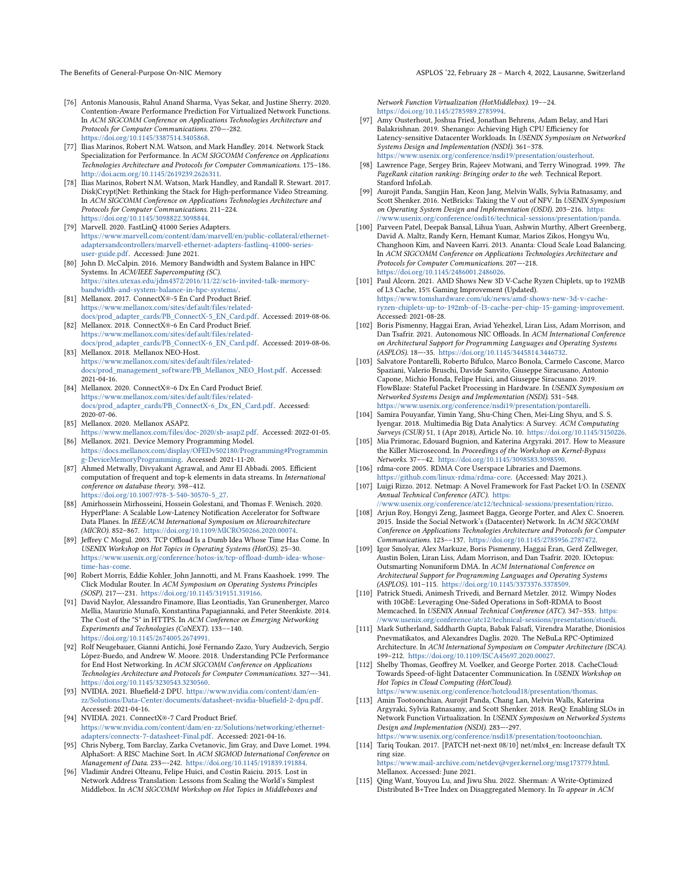- [76] Antonis Manousis, Rahul Anand Sharma, Vyas Sekar, and Justine Sherry. 2020. Contention-Aware Performance Prediction For Virtualized Network Functions. In *ACM SIGCOMM Conference on Applications Technologies Architecture and Protocols for Computer Communications*. 270–-282. https://doi.org/10.1145/3387514.3405868.
- [77] Ilias Marinos, Robert N.M. Watson, and Mark Handley. 2014. Network Stack Specialization for Performance. In *ACM SIGCOMM Conference on Applications Technologies Architecture and Protocols for Computer Communications*. 175–186. http://doi.acm.org/10.1145/2619239.2626311.
- [78] Ilias Marinos, Robert N.M. Watson, Mark Handley, and Randall R. Stewart. 2017. Disk|Crypt|Net: Rethinking the Stack for High-performance Video Streaming. In *ACM SIGCOMM Conference on Applications Technologies Architecture and Protocols for Computer Communications*. 211–224. https://doi.org/10.1145/3098822.3098844.
- [79] Marvell. 2020. FastLinQ 41000 Series Adapters. https://www.marvell.com/content/dam/marvell/en/public-collateral/ethernet-adaptersandcontrollers/marvell-ethernet-adapters-fastlinq-41000-series-user-guide.pdf. Accessed: June 2021.
- [80] John D. McCalpin. 2016. Memory Bandwidth and System Balance in HPC Systems. In *ACM/IEEE Supercomputing (SC)*. https://sites.utexas.edu/jdm4372/2016/11/22/sc16-invited-talk-memory-bandwidth-and-system-balance-in-hpc-systems/.
- [81] Mellanox. 2017. ConnectX®-5 En Card Product Brief. https://www.mellanox.com/sites/default/files/related-docs/prod_adapter_cards/PB_ConnectX-5_EN_Card.pdf. Accessed: 2019-08-06.
- [82] Mellanox. 2018. ConnectX®-6 En Card Product Brief. https://www.mellanox.com/sites/default/files/related-docs/prod_adapter_cards/PB_ConnectX-6_EN_Card.pdf. Accessed: 2019-08-06.
- [83] Mellanox. 2018. Mellanox NEO-Host. https://www.mellanox.com/sites/default/files/related-docs/prod_management_software/PB_Mellanox_NEO_Host.pdf. Accessed: 2021-04-16.
- [84] Mellanox. 2020. ConnectX®-6 Dx En Card Product Brief. https://www.mellanox.com/sites/default/files/related-docs/prod_adapter_cards/PB_ConnectX-6_Dx_EN_Card.pdf. Accessed: 2020-07-06.
- [85] Mellanox. 2020. Mellanox ASAP2. https://www.mellanox.com/files/doc-2020/sb-asap2.pdf. Accessed: 2022-01-05.
- [86] Mellanox. 2021. Device Memory Programming Model. https://docs.mellanox.com/display/OFEDv502180/Programming#Programming-DeviceMemoryProgramming. Accessed: 2021-11-20.
- [87] Ahmed Metwally, Divyakant Agrawal, and Amr El Abbadi. 2005. Efficient computation of frequent and top-k elements in data streams. In *International conference on database theory*. 398–412. https://doi.org/10.1007/978-3-540-30570-5_27.
- [88] Amirhossein Mirhosseini, Hossein Golestani, and Thomas F. Wenisch. 2020. HyperPlane: A Scalable Low-Latency Notification Accelerator for Software Data Planes. In *IEEE/ACM International Symposium on Microarchitecture (MICRO)*. 852–867. https://doi.org/10.1109/MICRO50266.2020.00074.
- [89] Jeffrey C Mogul. 2003. TCP Offload Is a Dumb Idea Whose Time Has Come. In *USENIX Workshop on Hot Topics in Operating Systems (HotOS)*. 25–30. https://www.usenix.org/conference/hotos-ix/tcp-offload-dumb-idea-whose-time-has-come.
- [90] Robert Morris, Eddie Kohler, John Jannotti, and M. Frans Kaashoek. 1999. The Click Modular Router. In *ACM Symposium on Operating Systems Principles (SOSP)*. 217—-231. https://doi.org/10.1145/319151.319166.
- [91] David Naylor, Alessandro Finamore, Ilias Leontiadis, Yan Grunenberger, Marco Mellia, Maurizio Munafò, Konstantina Papagiannaki, and Peter Steenkiste. 2014. The Cost of the "S" in HTTPS. In *ACM Conference on Emerging Networking Experiments and Technologies (CoNEXT)*. 133––140. https://doi.org/10.1145/2674005.2674991.
- [92] Rolf Neugebauer, Gianni Antichi, José Fernando Zazo, Yury Audzevich, Sergio López-Buedo, and Andrew W. Moore. 2018. Understanding PCIe Performance for End Host Networking. In *ACM SIGCOMM Conference on Applications Technologies Architecture and Protocols for Computer Communications*. 327—-341. https://doi.org/10.1145/3230543.3230560.
- [93] NVIDIA. 2021. Bluefield-2 DPU. https://www.nvidia.com/content/dam/en-zz/Solutions/Data-Center/documents/datasheet-nvidia-bluefield-2-dpu.pdf. Accessed: 2021-04-16.
- [94] NVIDIA. 2021. ConnectX®-7 Card Product Brief. https://www.nvidia.com/content/dam/en-zz/Solutions/networking/ethernet-adapters/connectx-7-datasheet-Final.pdf. Accessed: 2021-04-16.
- [95] Chris Nyberg, Tom Barclay, Zarka Cvetanovic, Jim Gray, and Dave Lomet. 1994. AlphaSort: A RISC Machine Sort. In *ACM SIGMOD International Conference on Management of Data*. 233—-242. https://doi.org/10.1145/191839.191884.
- [96] Vladimir Andrei Olteanu, Felipe Huici, and Costin Raiciu. 2015. Lost in Network Address Translation: Lessons from Scaling the World's Simplest Middlebox. In *ACM SIGCOMM Workshop on Hot Topics in Middleboxes and Network Function Virtualization (HotMiddlebox)*. 19––24. https://doi.org/10.1145/2785989.2785994.
- [97] Amy Ousterhout, Joshua Fried, Jonathan Behrens, Adam Belay, and Hari Balakrishnan. 2019. Shenango: Achieving High CPU Efficiency for Latency-sensitive Datacenter Workloads. In *USENIX Symposium on Networked Systems Design and Implementation (NSDI)*. 361–378. https://www.usenix.org/conference/nsdi19/presentation/ousterhout.
- [98] Lawrence Page, Sergey Brin, Rajeev Motwani, and Terry Winograd. 1999. *The PageRank citation ranking: Bringing order to the web.* Technical Report. Stanford InfoLab.
- [99] Aurojit Panda, Sangjin Han, Keon Jang, Melvin Walls, Sylvia Ratnasamy, and Scott Shenker. 2016. NetBricks: Taking the V out of NFV. In *USENIX Symposium on Operating System Design and Implementation (OSDI)*. 203–216. https://www.usenix.org/conference/osdi16/technical-sessions/presentation/panda.
- [100] Parveen Patel, Deepak Bansal, Lihua Yuan, Ashwin Murthy, Albert Greenberg, David A. Maltz, Randy Kern, Hemant Kumar, Marios Zikos, Hongyu Wu, Changhoon Kim, and Naveen Karri. 2013. Ananta: Cloud Scale Load Balancing. In *ACM SIGCOMM Conference on Applications Technologies Architecture and Protocols for Computer Communications*. 207—-218. https://doi.org/10.1145/2486001.2486026.
- [101] Paul Alcorn. 2021. AMD Shows New 3D V-Cache Ryzen Chiplets, up to 192MB of L3 Cache, 15% Gaming Improvement (Updated). https://www.tomshardware.com/uk/news/amd-shows-new-3d-v-cache-ryzen-chiplets-up-to-192mb-of-l3-cache-per-chip-15-gaming-improvement. Accessed: 2021-08-28.
- [102] Boris Pismenny, Haggai Eran, Aviad Yehezkel, Liran Liss, Adam Morrison, and Dan Tsafrir. 2021. Autonomous NIC Offloads. In *ACM International Conference on Architectural Support for Programming Languages and Operating Systems (ASPLOS)*. 18—-35. https://doi.org/10.1145/3445814.3446732.
- [103] Salvatore Pontarelli, Roberto Bifulco, Marco Bonola, Carmelo Cascone, Marco Spaziani, Valerio Bruschi, Davide Sanvito, Giuseppe Siracusano, Antonio Capone, Michio Honda, Felipe Huici, and Giuseppe Siracusano. 2019. FlowBlaze: Stateful Packet Processing in Hardware. In *USENIX Symposium on Networked Systems Design and Implementation (NSDI)*. 531–548. https://www.usenix.org/conference/nsdi19/presentation/pontarelli.
- [104] Samira Pouyanfar, Yimin Yang, Shu-Ching Chen, Mei-Ling Shyu, and S. S. Iyengar. 2018. Multimedia Big Data Analytics: A Survey. *ACM Computuing Surveys (CSUR)* 51, 1 (Apr 2018), Article No. 10. https://doi.org/10.1145/3150226.
- [105] Mia Primorac, Edouard Bugnion, and Katerina Argyraki. 2017. How to Measure the Killer Microsecond. In *Proceedings of the Workshop on Kernel-Bypass Networks*. 37––42. https://doi.org/10.1145/3098583.3098590.
- [106] rdma-core 2005. RDMA Core Userspace Libraries and Daemons. https://github.com/linux-rdma/rdma-core. (Accessed: May 2021.).
- [107] Luigi Rizzo. 2012. Netmap: A Novel Framework for Fast Packet I/O. In *USENIX Annual Technical Conference (ATC)*. https://www.usenix.org/conference/atc12/technical-sessions/presentation/rizzo.
- [108] Arjun Roy, Hongyi Zeng, Jasmeet Bagga, George Porter, and Alex C. Snoeren. 2015. Inside the Social Network's (Datacenter) Network. In *ACM SIGCOMM Conference on Applications Technologies Architecture and Protocols for Computer Communications*. 123––137. https://doi.org/10.1145/2785956.2787472.
- [109] Igor Smolyar, Alex Markuze, Boris Pismenny, Haggai Eran, Gerd Zellweger, Austin Bolen, Liran Liss, Adam Morrison, and Dan Tsafrir. 2020. IOctopus: Outsmarting Nonuniform DMA. In *ACM International Conference on Architectural Support for Programming Languages and Operating Systems (ASPLOS)*. 101–115. https://doi.org/10.1145/3373376.3378509.
- [110] Patrick Stuedi, Animesh Trivedi, and Bernard Metzler. 2012. Wimpy Nodes with 10GbE: Leveraging One-Sided Operations in Soft-RDMA to Boost Memcached. In *USENIX Annual Technical Conference (ATC)*. 347–353. https://www.usenix.org/conference/atc12/technical-sessions/presentation/stuedi.
- [111] Mark Sutherland, Siddharth Gupta, Babak Falsafi, Virendra Marathe, Dionisios Pnevmatikatos, and Alexandres Daglis. 2020. The NeBuLa RPC-Optimized Architecture. In *ACM International Symposium on Computer Architecture (ISCA)*. 199–212. https://doi.org/10.1109/ISCA45697.2020.00027.
- [112] Shelby Thomas, Geoffrey M. Voelker, and George Porter. 2018. CacheCloud: Towards Speed-of-light Datacenter Communication. In *USENIX Workshop on Hot Topics in Cloud Computing (HotCloud)*. https://www.usenix.org/conference/hotcloud18/presentation/thomas.
- [113] Amin Tootoonchian, Aurojit Panda, Chang Lan, Melvin Walls, Katerina Argyraki, Sylvia Ratnasamy, and Scott Shenker. 2018. ResQ: Enabling SLOs in Network Function Virtualization. In *USENIX Symposium on Networked Systems Design and Implementation (NSDI)*. 283—-297. https://www.usenix.org/conference/nsdi18/presentation/tootoonchian.
- [114] Tariq Toukan. 2017. [PATCH net-next 08/10] net/mlx4_en: Increase default TX ring size. https://www.mail-archive.com/netdev@vger.kernel.org/msg173779.html. Mellanox. Accessed: June 2021.
- [115] Qing Want, Youyou Lu, and Jiwu Shu. 2022. Sherman: A Write-Optimized Distributed B+Tree Index on Disaggregated Memory. In *To appear in ACM*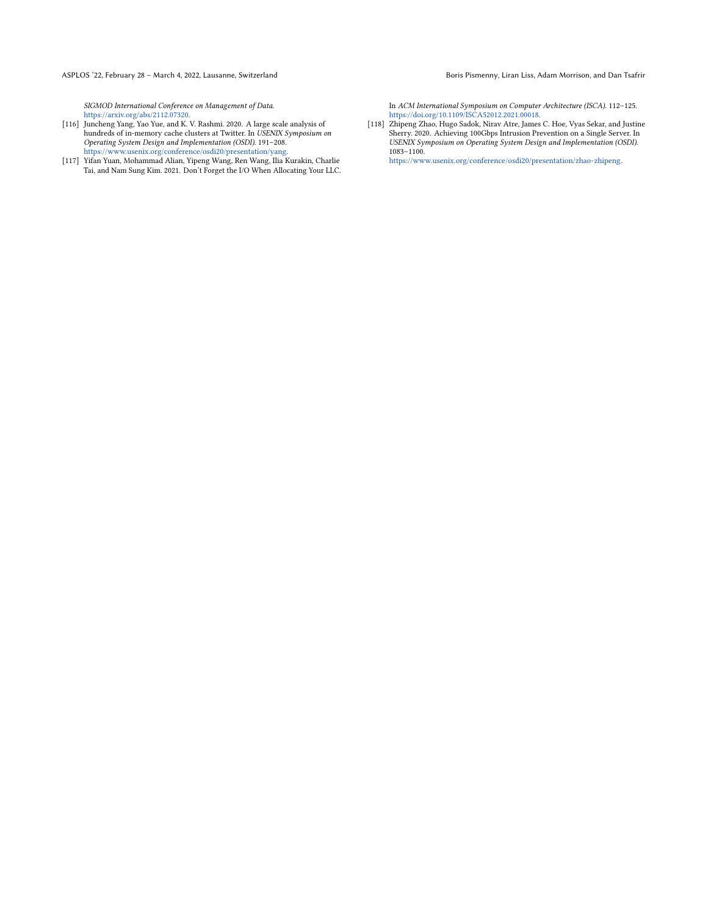SIGMOD International Conference on Management of Data. https://arxiv.org/abs/2112.07320.

[116] Juncheng Yang, Yao Yue, and K. V. Rashmi. 2020. A large scale analysis of hundreds of in-memory cache clusters at Twitter. In *USENIX Symposium on Operating System Design and Implementation (OSDI)*. 191–208. https://www.usenix.org/conference/osdi20/presentation/yang.

[117] Yifan Yuan, Mohammad Alian, Yipeng Wang, Ren Wang, Ilia Kurakin, Charlie Tai, and Nam Sung Kim. 2021. Don't Forget the I/O When Allocating Your LLC. In *ACM International Symposium on Computer Architecture (ISCA)*. 112–125. https://doi.org/10.1109/ISCA52012.2021.00018.

[118] Zhipeng Zhao, Hugo Sadok, Nirav Atre, James C. Hoe, Vyas Sekar, and Justine Sherry. 2020. Achieving 100Gbps Intrusion Prevention on a Single Server. In *USENIX Symposium on Operating System Design and Implementation (OSDI)*. 1083–1100. https://www.usenix.org/conference/osdi20/presentation/zhao-zhipeng.